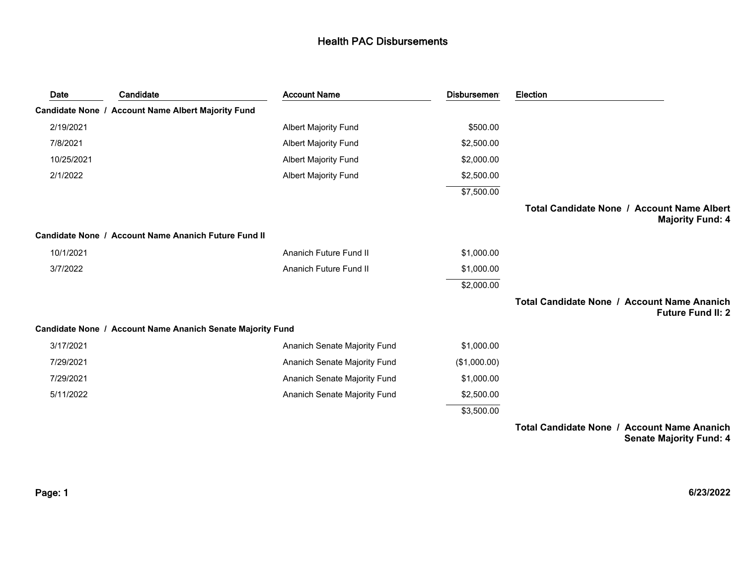# Health PAC Disbursements

| Date | Candidate | Account Name | Disbursement | Election |
|---|---|---|---|---|
| **Candidate None / Account Name Albert Majority Fund** | | | | |
| 2/19/2021 | | Albert Majority Fund | $500.00 | |
| 7/8/2021 | | Albert Majority Fund | $2,500.00 | |
| 10/25/2021 | | Albert Majority Fund | $2,000.00 | |
| 2/1/2022 | | Albert Majority Fund | $2,500.00 | |
| | | | $7,500.00 | |
| | | | | **Total Candidate None / Account Name Albert Majority Fund: 4** |
| **Candidate None / Account Name Ananich Future Fund II** | | | | |
| 10/1/2021 | | Ananich Future Fund II | $1,000.00 | |
| 3/7/2022 | | Ananich Future Fund II | $1,000.00 | |
| | | | $2,000.00 | |
| | | | | **Total Candidate None / Account Name Ananich Future Fund II: 2** |
| **Candidate None / Account Name Ananich Senate Majority Fund** | | | | |
| 3/17/2021 | | Ananich Senate Majority Fund | $1,000.00 | |
| 7/29/2021 | | Ananich Senate Majority Fund | ($1,000.00) | |
| 7/29/2021 | | Ananich Senate Majority Fund | $1,000.00 | |
| 5/11/2022 | | Ananich Senate Majority Fund | $2,500.00 | |
| | | | $3,500.00 | |
| | | | | **Total Candidate None / Account Name Ananich Senate Majority Fund: 4** |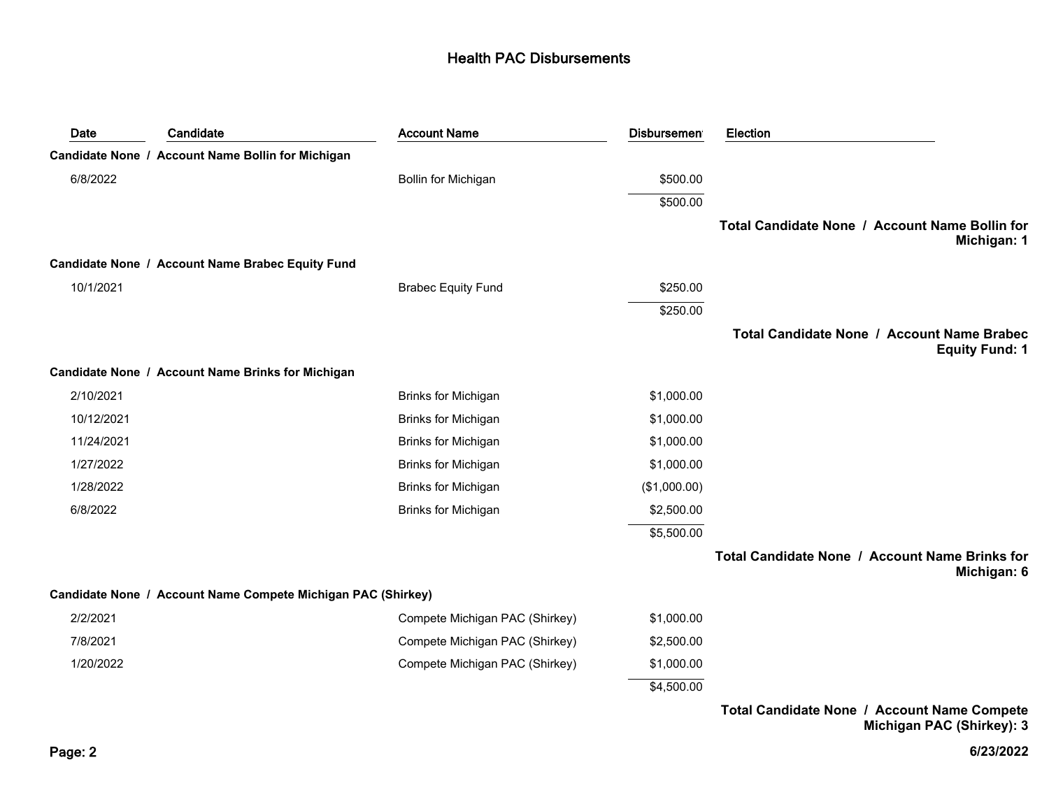# Health PAC Disbursements

| Date | Candidate | Account Name | Disbursement | Election |
|---|---|---|---|---|
| **Candidate None / Account Name Bollin for Michigan** | | | | |
| 6/8/2022 | | Bollin for Michigan | $500.00 | |
| | | | $500.00 | |
| | | | | **Total Candidate None / Account Name Bollin for Michigan: 1** |
| **Candidate None / Account Name Brabec Equity Fund** | | | | |
| 10/1/2021 | | Brabec Equity Fund | $250.00 | |
| | | | $250.00 | |
| | | | | **Total Candidate None / Account Name Brabec Equity Fund: 1** |
| **Candidate None / Account Name Brinks for Michigan** | | | | |
| 2/10/2021 | | Brinks for Michigan | $1,000.00 | |
| 10/12/2021 | | Brinks for Michigan | $1,000.00 | |
| 11/24/2021 | | Brinks for Michigan | $1,000.00 | |
| 1/27/2022 | | Brinks for Michigan | $1,000.00 | |
| 1/28/2022 | | Brinks for Michigan | ($1,000.00) | |
| 6/8/2022 | | Brinks for Michigan | $2,500.00 | |
| | | | $5,500.00 | |
| | | | | **Total Candidate None / Account Name Brinks for Michigan: 6** |
| **Candidate None / Account Name Compete Michigan PAC (Shirkey)** | | | | |
| 2/2/2021 | | Compete Michigan PAC (Shirkey) | $1,000.00 | |
| 7/8/2021 | | Compete Michigan PAC (Shirkey) | $2,500.00 | |
| 1/20/2022 | | Compete Michigan PAC (Shirkey) | $1,000.00 | |
| | | | $4,500.00 | |
| | | | | **Total Candidate None / Account Name Compete Michigan PAC (Shirkey): 3** |

**6/23/2022**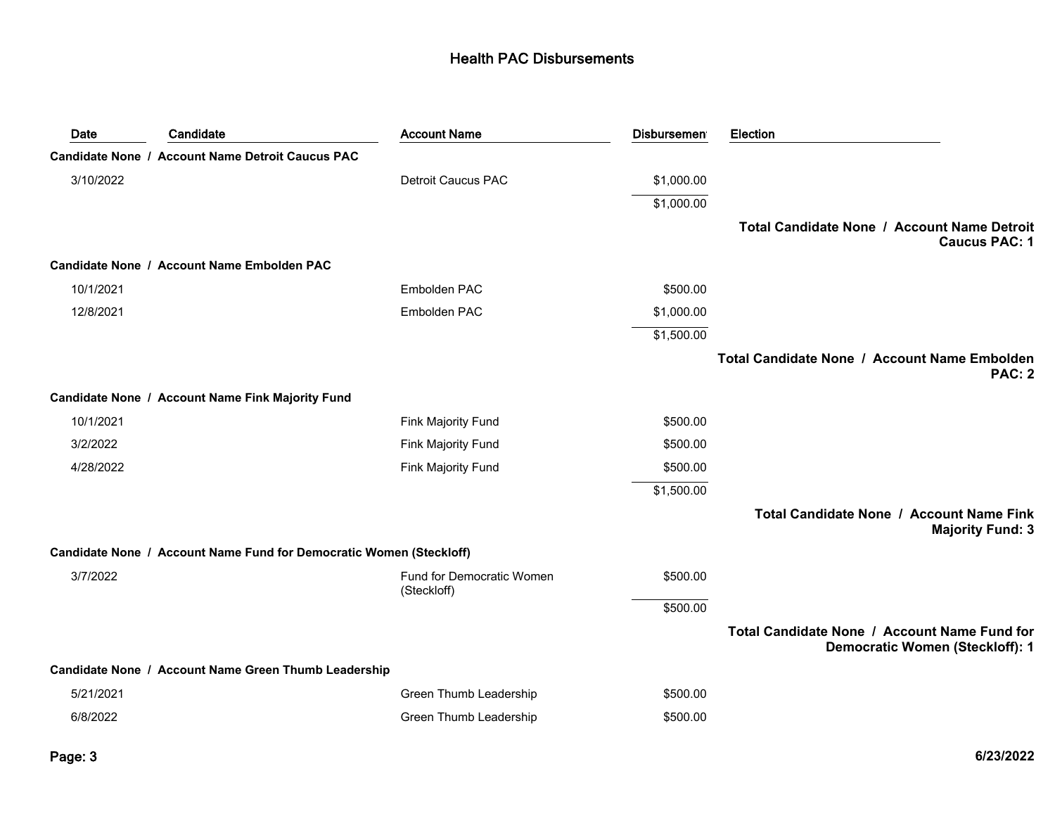# Health PAC Disbursements

| Date | Candidate | Account Name | Disbursement | Election |
|---|---|---|---|---|
| **Candidate None / Account Name Detroit Caucus PAC** | | | | |
| 3/10/2022 | | Detroit Caucus PAC | $1,000.00 | |
| | | | $1,000.00 | |
| | | | | **Total Candidate None / Account Name Detroit Caucus PAC: 1** |
| **Candidate None / Account Name Embolden PAC** | | | | |
| 10/1/2021 | | Embolden PAC | $500.00 | |
| 12/8/2021 | | Embolden PAC | $1,000.00 | |
| | | | $1,500.00 | |
| | | | | **Total Candidate None / Account Name Embolden PAC: 2** |
| **Candidate None / Account Name Fink Majority Fund** | | | | |
| 10/1/2021 | | Fink Majority Fund | $500.00 | |
| 3/2/2022 | | Fink Majority Fund | $500.00 | |
| 4/28/2022 | | Fink Majority Fund | $500.00 | |
| | | | $1,500.00 | |
| | | | | **Total Candidate None / Account Name Fink Majority Fund: 3** |
| **Candidate None / Account Name Fund for Democratic Women (Steckloff)** | | | | |
| 3/7/2022 | | Fund for Democratic Women (Steckloff) | $500.00 | |
| | | | $500.00 | |
| | | | | **Total Candidate None / Account Name Fund for Democratic Women (Steckloff): 1** |
| **Candidate None / Account Name Green Thumb Leadership** | | | | |
| 5/21/2021 | | Green Thumb Leadership | $500.00 | |
| 6/8/2022 | | Green Thumb Leadership | $500.00 | |

6/23/2022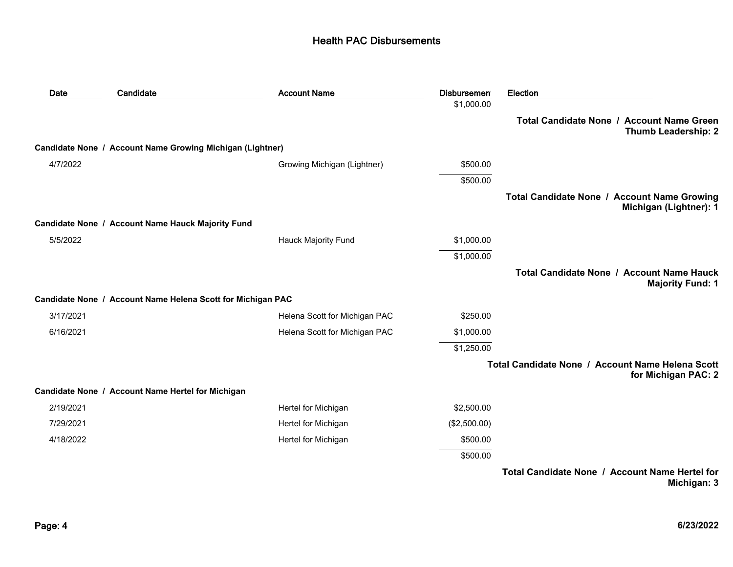# Health PAC Disbursements

| Date | Candidate | Account Name | Disbursement | Election |
|---|---|---|---|---|
| | | | $1,000.00 | |
| | | | | **Total Candidate None / Account Name Green Thumb Leadership: 2** |
| **Candidate None / Account Name Growing Michigan (Lightner)** | | | | |
| 4/7/2022 | | Growing Michigan (Lightner) | $500.00 | |
| | | | $500.00 | |
| | | | | **Total Candidate None / Account Name Growing Michigan (Lightner): 1** |
| **Candidate None / Account Name Hauck Majority Fund** | | | | |
| 5/5/2022 | | Hauck Majority Fund | $1,000.00 | |
| | | | $1,000.00 | |
| | | | | **Total Candidate None / Account Name Hauck Majority Fund: 1** |
| **Candidate None / Account Name Helena Scott for Michigan PAC** | | | | |
| 3/17/2021 | | Helena Scott for Michigan PAC | $250.00 | |
| 6/16/2021 | | Helena Scott for Michigan PAC | $1,000.00 | |
| | | | $1,250.00 | |
| | | | | **Total Candidate None / Account Name Helena Scott for Michigan PAC: 2** |
| **Candidate None / Account Name Hertel for Michigan** | | | | |
| 2/19/2021 | | Hertel for Michigan | $2,500.00 | |
| 7/29/2021 | | Hertel for Michigan | ($2,500.00) | |
| 4/18/2022 | | Hertel for Michigan | $500.00 | |
| | | | $500.00 | |
| | | | | **Total Candidate None / Account Name Hertel for Michigan: 3** |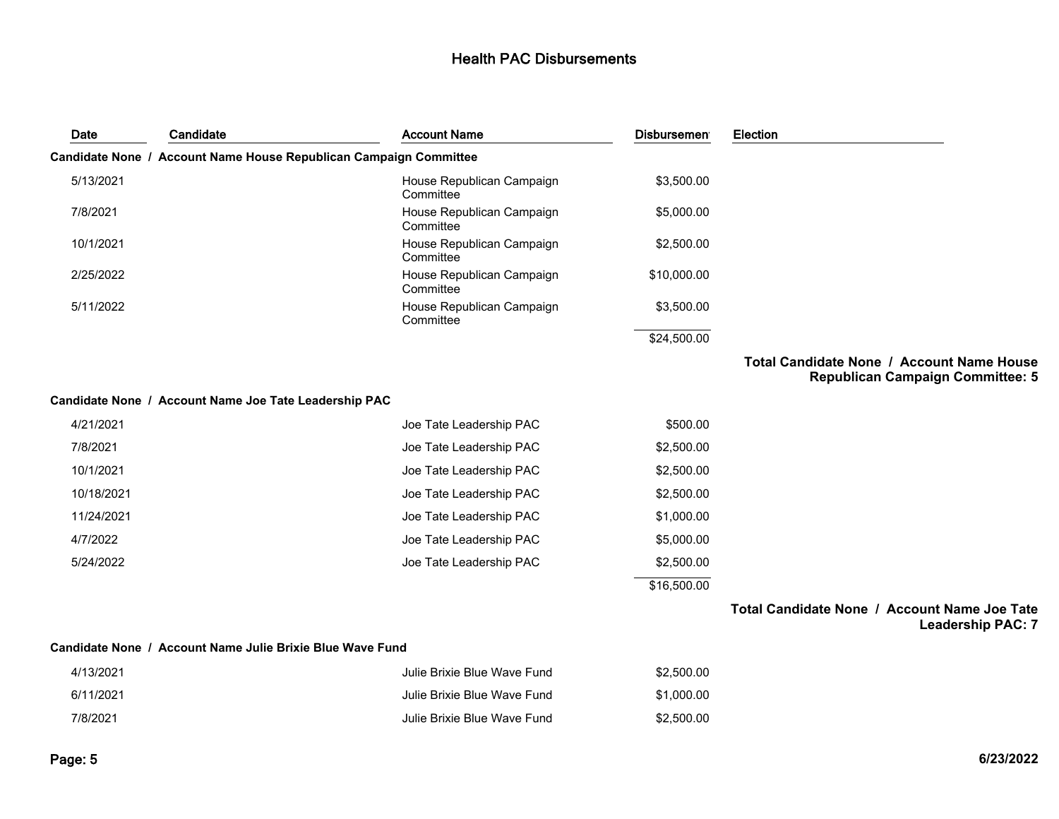## Health PAC Disbursements

| Date | Candidate | Account Name | Disbursemen | Election |
|---|---|---|---|---|
| **Candidate None / Account Name House Republican Campaign Committee** | | | | |
| 5/13/2021 | | House Republican Campaign Committee | $3,500.00 | |
| 7/8/2021 | | House Republican Campaign Committee | $5,000.00 | |
| 10/1/2021 | | House Republican Campaign Committee | $2,500.00 | |
| 2/25/2022 | | House Republican Campaign Committee | $10,000.00 | |
| 5/11/2022 | | House Republican Campaign Committee | $3,500.00 | |
| | | | $24,500.00 | |
| | | | | **Total Candidate None / Account Name House Republican Campaign Committee: 5** |
| **Candidate None / Account Name Joe Tate Leadership PAC** | | | | |
| 4/21/2021 | | Joe Tate Leadership PAC | $500.00 | |
| 7/8/2021 | | Joe Tate Leadership PAC | $2,500.00 | |
| 10/1/2021 | | Joe Tate Leadership PAC | $2,500.00 | |
| 10/18/2021 | | Joe Tate Leadership PAC | $2,500.00 | |
| 11/24/2021 | | Joe Tate Leadership PAC | $1,000.00 | |
| 4/7/2022 | | Joe Tate Leadership PAC | $5,000.00 | |
| 5/24/2022 | | Joe Tate Leadership PAC | $2,500.00 | |
| | | | $16,500.00 | |
| | | | | **Total Candidate None / Account Name Joe Tate Leadership PAC: 7** |
| **Candidate None / Account Name Julie Brixie Blue Wave Fund** | | | | |
| 4/13/2021 | | Julie Brixie Blue Wave Fund | $2,500.00 | |
| 6/11/2021 | | Julie Brixie Blue Wave Fund | $1,000.00 | |
| 7/8/2021 | | Julie Brixie Blue Wave Fund | $2,500.00 | |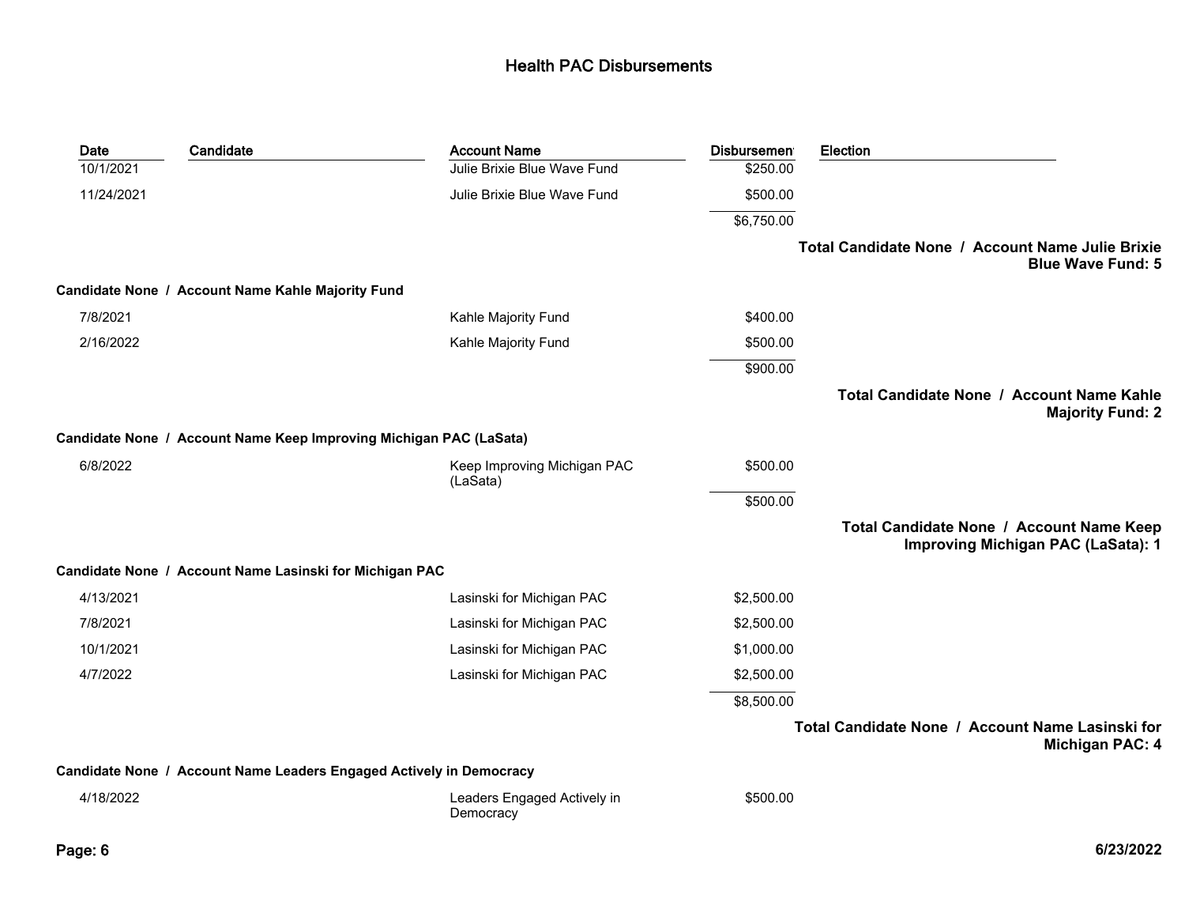# Health PAC Disbursements

| Date | Candidate | Account Name | Disbursement | Election |
|---|---|---|---|---|
| 10/1/2021 | | Julie Brixie Blue Wave Fund | $250.00 | |
| 11/24/2021 | | Julie Brixie Blue Wave Fund | $500.00 | |
| | | | $6,750.00 | |
| | | | | **Total Candidate None / Account Name Julie Brixie Blue Wave Fund: 5** |
| **Candidate None / Account Name Kahle Majority Fund** | | | | |
| 7/8/2021 | | Kahle Majority Fund | $400.00 | |
| 2/16/2022 | | Kahle Majority Fund | $500.00 | |
| | | | $900.00 | |
| | | | | **Total Candidate None / Account Name Kahle Majority Fund: 2** |
| **Candidate None / Account Name Keep Improving Michigan PAC (LaSata)** | | | | |
| 6/8/2022 | | Keep Improving Michigan PAC (LaSata) | $500.00 | |
| | | | $500.00 | |
| | | | | **Total Candidate None / Account Name Keep Improving Michigan PAC (LaSata): 1** |
| **Candidate None / Account Name Lasinski for Michigan PAC** | | | | |
| 4/13/2021 | | Lasinski for Michigan PAC | $2,500.00 | |
| 7/8/2021 | | Lasinski for Michigan PAC | $2,500.00 | |
| 10/1/2021 | | Lasinski for Michigan PAC | $1,000.00 | |
| 4/7/2022 | | Lasinski for Michigan PAC | $2,500.00 | |
| | | | $8,500.00 | |
| | | | | **Total Candidate None / Account Name Lasinski for Michigan PAC: 4** |
| **Candidate None / Account Name Leaders Engaged Actively in Democracy** | | | | |
| 4/18/2022 | | Leaders Engaged Actively in Democracy | $500.00 | |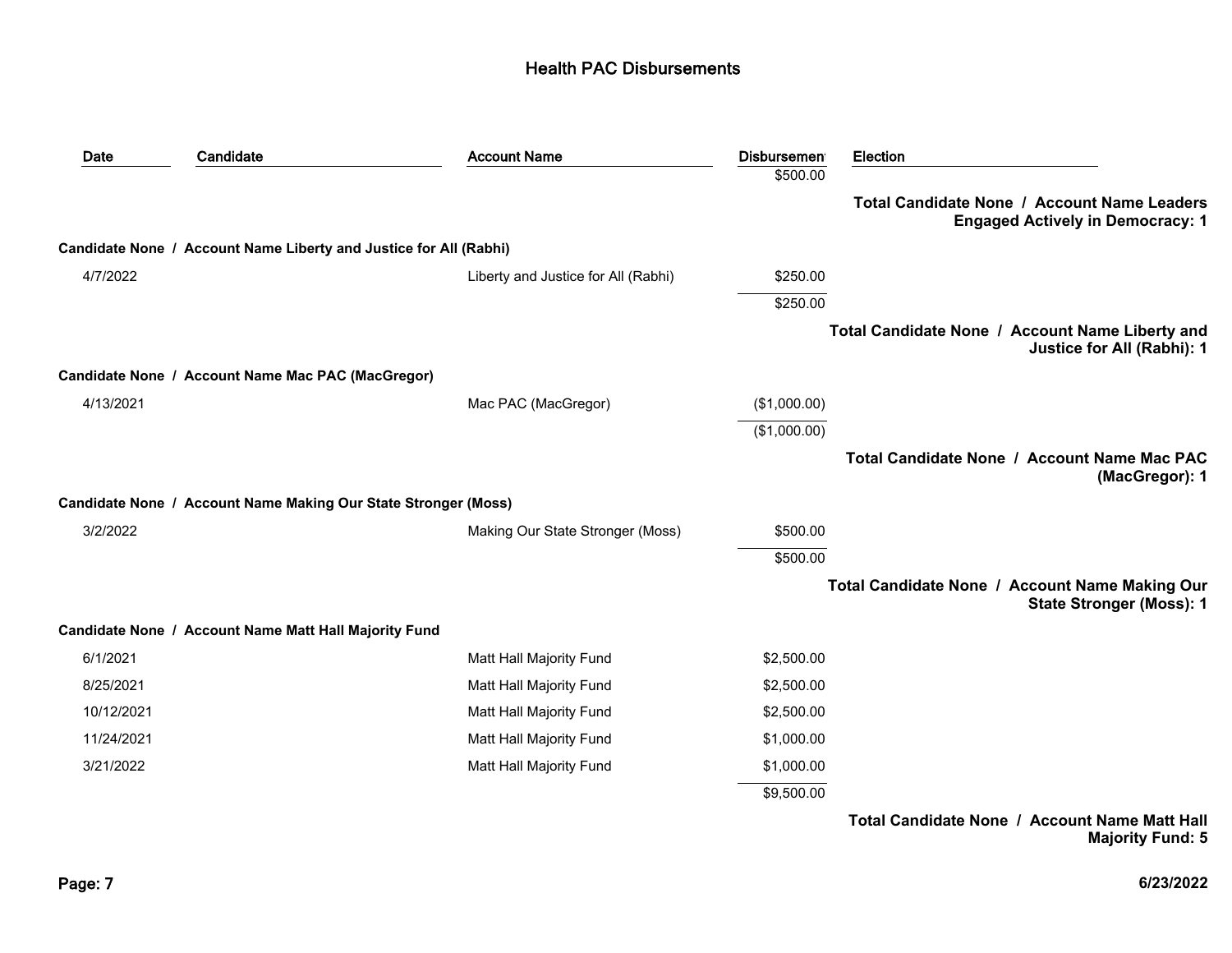# Health PAC Disbursements

| Date | Candidate | Account Name | Disbursement | Election |
|---|---|---|---|---|
| | | | $500.00 | |
| | | | | **Total Candidate None / Account Name Leaders Engaged Actively in Democracy: 1** |
| **Candidate None / Account Name Liberty and Justice for All (Rabhi)** | | | | |
| 4/7/2022 | | Liberty and Justice for All (Rabhi) | $250.00 | |
| | | | $250.00 | |
| | | | | **Total Candidate None / Account Name Liberty and Justice for All (Rabhi): 1** |
| **Candidate None / Account Name Mac PAC (MacGregor)** | | | | |
| 4/13/2021 | | Mac PAC (MacGregor) | ($1,000.00) | |
| | | | ($1,000.00) | |
| | | | | **Total Candidate None / Account Name Mac PAC (MacGregor): 1** |
| **Candidate None / Account Name Making Our State Stronger (Moss)** | | | | |
| 3/2/2022 | | Making Our State Stronger (Moss) | $500.00 | |
| | | | $500.00 | |
| | | | | **Total Candidate None / Account Name Making Our State Stronger (Moss): 1** |
| **Candidate None / Account Name Matt Hall Majority Fund** | | | | |
| 6/1/2021 | | Matt Hall Majority Fund | $2,500.00 | |
| 8/25/2021 | | Matt Hall Majority Fund | $2,500.00 | |
| 10/12/2021 | | Matt Hall Majority Fund | $2,500.00 | |
| 11/24/2021 | | Matt Hall Majority Fund | $1,000.00 | |
| 3/21/2022 | | Matt Hall Majority Fund | $1,000.00 | |
| | | | $9,500.00 | |
| | | | | **Total Candidate None / Account Name Matt Hall Majority Fund: 5** |

6/23/2022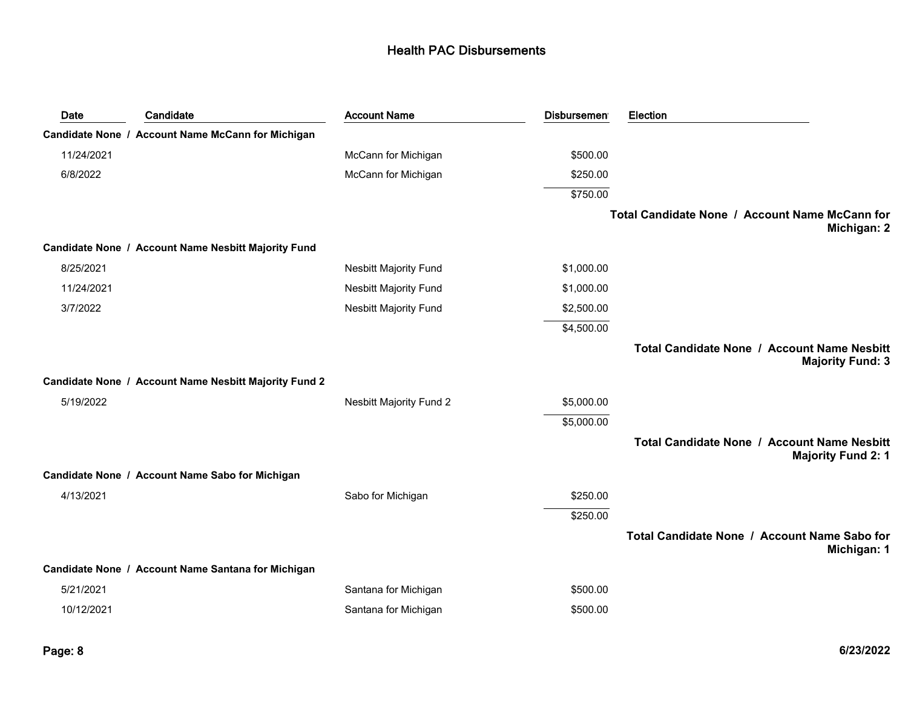# Health PAC Disbursements

| Date | Candidate | Account Name | Disbursement | Election |
|---|---|---|---|---|
| **Candidate None / Account Name McCann for Michigan** | | | | |
| 11/24/2021 | | McCann for Michigan | $500.00 | |
| 6/8/2022 | | McCann for Michigan | $250.00 | |
| | | | $750.00 | |
| | | | | **Total Candidate None / Account Name McCann for Michigan: 2** |
| **Candidate None / Account Name Nesbitt Majority Fund** | | | | |
| 8/25/2021 | | Nesbitt Majority Fund | $1,000.00 | |
| 11/24/2021 | | Nesbitt Majority Fund | $1,000.00 | |
| 3/7/2022 | | Nesbitt Majority Fund | $2,500.00 | |
| | | | $4,500.00 | |
| | | | | **Total Candidate None / Account Name Nesbitt Majority Fund: 3** |
| **Candidate None / Account Name Nesbitt Majority Fund 2** | | | | |
| 5/19/2022 | | Nesbitt Majority Fund 2 | $5,000.00 | |
| | | | $5,000.00 | |
| | | | | **Total Candidate None / Account Name Nesbitt Majority Fund 2: 1** |
| **Candidate None / Account Name Sabo for Michigan** | | | | |
| 4/13/2021 | | Sabo for Michigan | $250.00 | |
| | | | $250.00 | |
| | | | | **Total Candidate None / Account Name Sabo for Michigan: 1** |
| **Candidate None / Account Name Santana for Michigan** | | | | |
| 5/21/2021 | | Santana for Michigan | $500.00 | |
| 10/12/2021 | | Santana for Michigan | $500.00 | |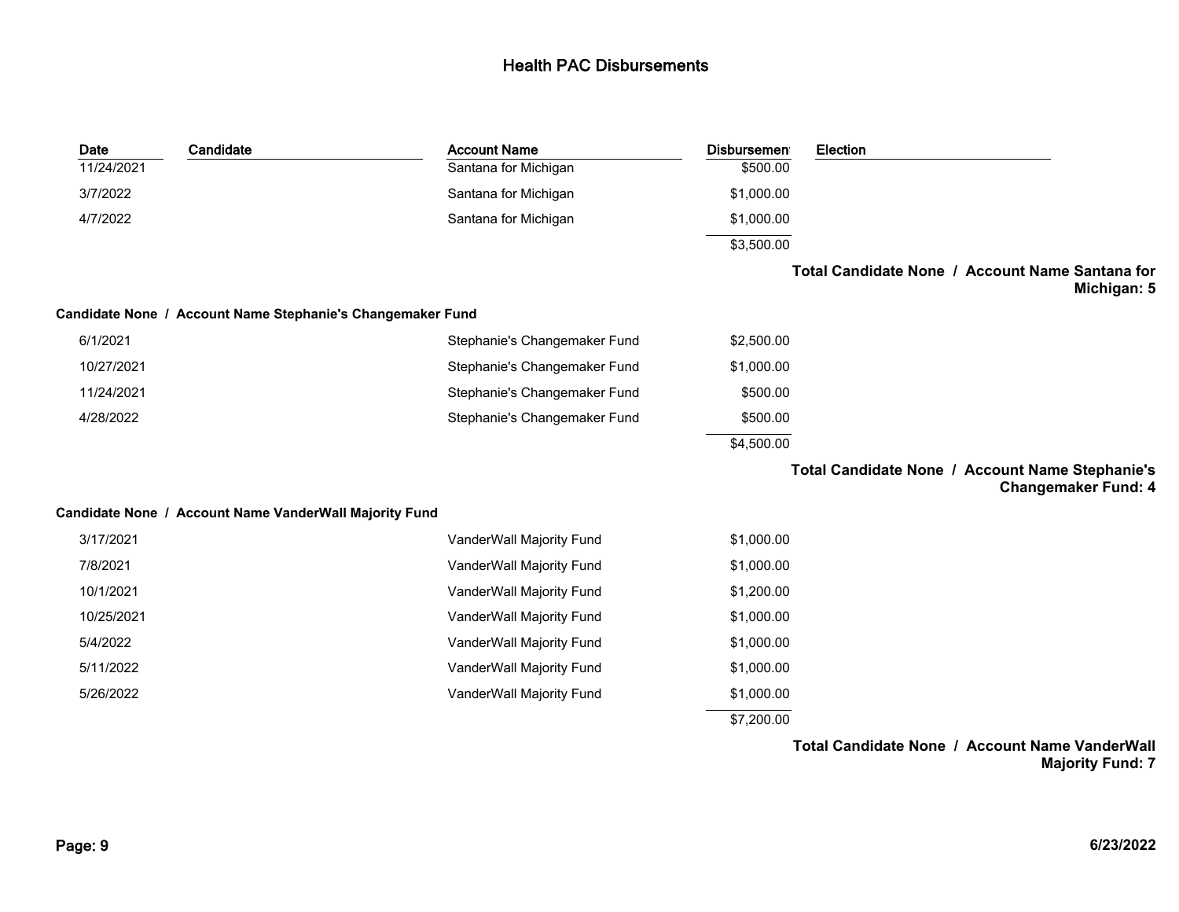# Health PAC Disbursements

| Date | Candidate | Account Name | Disbursement | Election |
|---|---|---|---|---|
| 11/24/2021 | | Santana for Michigan | $500.00 | |
| 3/7/2022 | | Santana for Michigan | $1,000.00 | |
| 4/7/2022 | | Santana for Michigan | $1,000.00 | |
| | | | $3,500.00 | |

**Total Candidate None / Account Name Santana for Michigan: 5**

**Candidate None / Account Name Stephanie's Changemaker Fund**

| Date | Candidate | Account Name | Disbursement | Election |
|---|---|---|---|---|
| 6/1/2021 | | Stephanie's Changemaker Fund | $2,500.00 | |
| 10/27/2021 | | Stephanie's Changemaker Fund | $1,000.00 | |
| 11/24/2021 | | Stephanie's Changemaker Fund | $500.00 | |
| 4/28/2022 | | Stephanie's Changemaker Fund | $500.00 | |
| | | | $4,500.00 | |

**Total Candidate None / Account Name Stephanie's Changemaker Fund: 4**

**Candidate None / Account Name VanderWall Majority Fund**

| Date | Candidate | Account Name | Disbursement | Election |
|---|---|---|---|---|
| 3/17/2021 | | VanderWall Majority Fund | $1,000.00 | |
| 7/8/2021 | | VanderWall Majority Fund | $1,000.00 | |
| 10/1/2021 | | VanderWall Majority Fund | $1,200.00 | |
| 10/25/2021 | | VanderWall Majority Fund | $1,000.00 | |
| 5/4/2022 | | VanderWall Majority Fund | $1,000.00 | |
| 5/11/2022 | | VanderWall Majority Fund | $1,000.00 | |
| 5/26/2022 | | VanderWall Majority Fund | $1,000.00 | |
| | | | $7,200.00 | |

**Total Candidate None / Account Name VanderWall Majority Fund: 7**

6/23/2022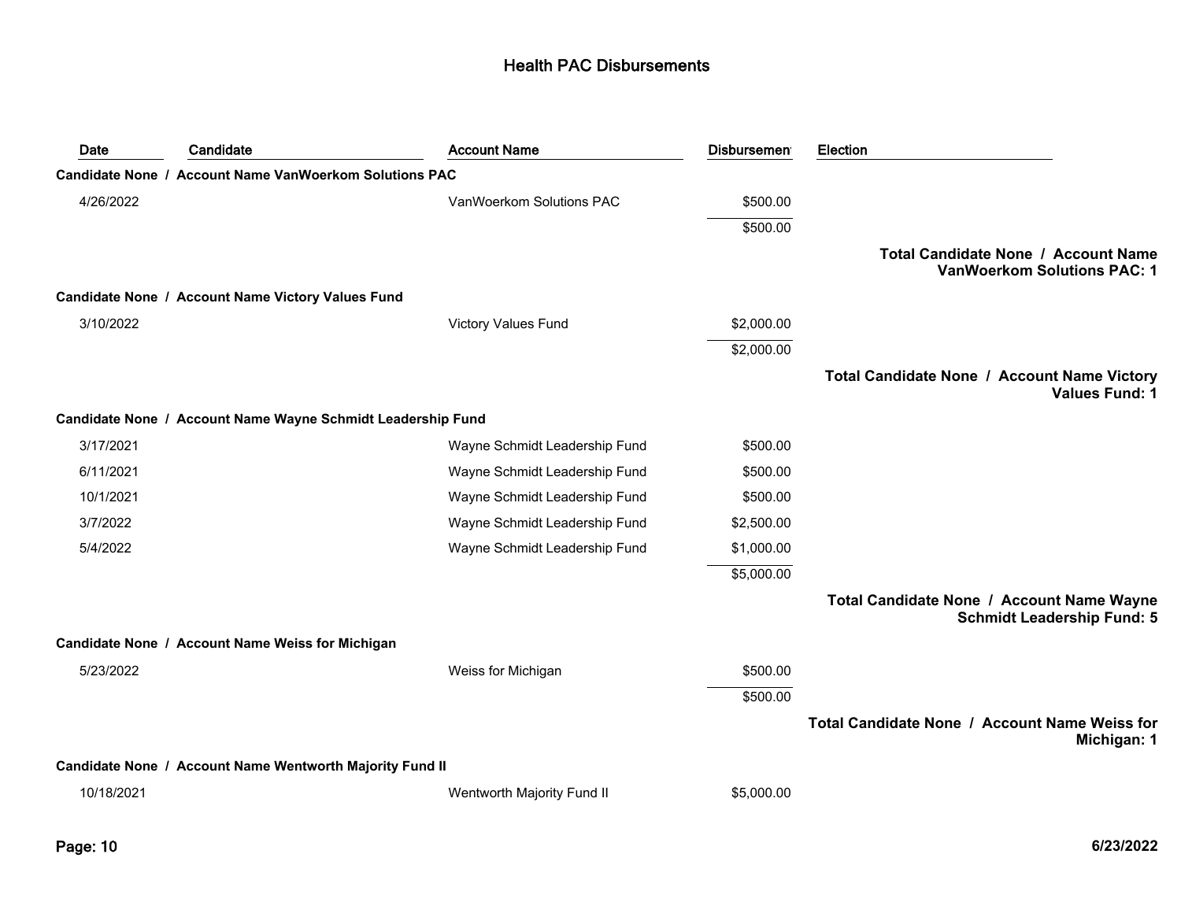## Health PAC Disbursements

| Date | Candidate | Account Name | Disbursement | Election |
|---|---|---|---|---|
| **Candidate None / Account Name VanWoerkom Solutions PAC** | | | | |
| 4/26/2022 | | VanWoerkom Solutions PAC | $500.00 | |
| | | | $500.00 | |
| | | | | **Total Candidate None / Account Name VanWoerkom Solutions PAC: 1** |
| **Candidate None / Account Name Victory Values Fund** | | | | |
| 3/10/2022 | | Victory Values Fund | $2,000.00 | |
| | | | $2,000.00 | |
| | | | | **Total Candidate None / Account Name Victory Values Fund: 1** |
| **Candidate None / Account Name Wayne Schmidt Leadership Fund** | | | | |
| 3/17/2021 | | Wayne Schmidt Leadership Fund | $500.00 | |
| 6/11/2021 | | Wayne Schmidt Leadership Fund | $500.00 | |
| 10/1/2021 | | Wayne Schmidt Leadership Fund | $500.00 | |
| 3/7/2022 | | Wayne Schmidt Leadership Fund | $2,500.00 | |
| 5/4/2022 | | Wayne Schmidt Leadership Fund | $1,000.00 | |
| | | | $5,000.00 | |
| | | | | **Total Candidate None / Account Name Wayne Schmidt Leadership Fund: 5** |
| **Candidate None / Account Name Weiss for Michigan** | | | | |
| 5/23/2022 | | Weiss for Michigan | $500.00 | |
| | | | $500.00 | |
| | | | | **Total Candidate None / Account Name Weiss for Michigan: 1** |
| **Candidate None / Account Name Wentworth Majority Fund II** | | | | |
| 10/18/2021 | | Wentworth Majority Fund II | $5,000.00 | |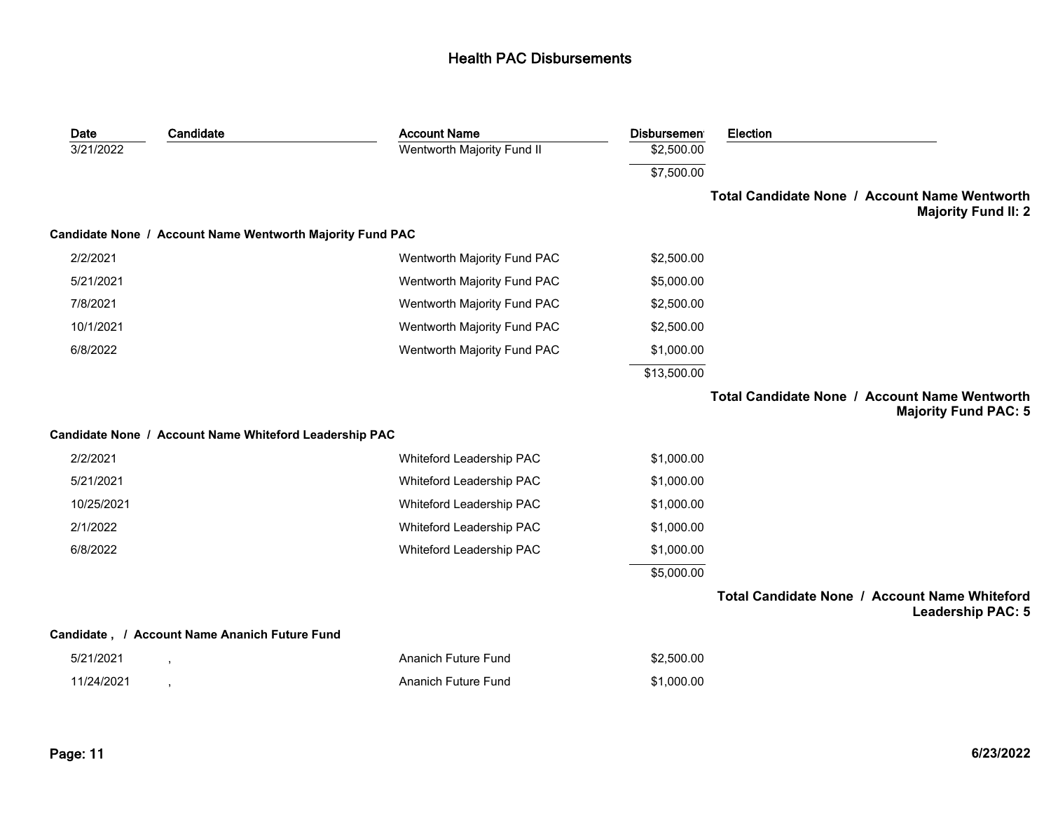# Health PAC Disbursements

| Date | Candidate | Account Name | Disbursement | Election |
|---|---|---|---|---|
| 3/21/2022 | | Wentworth Majority Fund II | $2,500.00 | |
| | | | $7,500.00 | |

**Total Candidate None / Account Name Wentworth Majority Fund II: 2**

**Candidate None / Account Name Wentworth Majority Fund PAC**

| Date | Candidate | Account Name | Disbursement | Election |
|---|---|---|---|---|
| 2/2/2021 | | Wentworth Majority Fund PAC | $2,500.00 | |
| 5/21/2021 | | Wentworth Majority Fund PAC | $5,000.00 | |
| 7/8/2021 | | Wentworth Majority Fund PAC | $2,500.00 | |
| 10/1/2021 | | Wentworth Majority Fund PAC | $2,500.00 | |
| 6/8/2022 | | Wentworth Majority Fund PAC | $1,000.00 | |
| | | | $13,500.00 | |

**Total Candidate None / Account Name Wentworth Majority Fund PAC: 5**

**Candidate None / Account Name Whiteford Leadership PAC**

| Date | Candidate | Account Name | Disbursement | Election |
|---|---|---|---|---|
| 2/2/2021 | | Whiteford Leadership PAC | $1,000.00 | |
| 5/21/2021 | | Whiteford Leadership PAC | $1,000.00 | |
| 10/25/2021 | | Whiteford Leadership PAC | $1,000.00 | |
| 2/1/2022 | | Whiteford Leadership PAC | $1,000.00 | |
| 6/8/2022 | | Whiteford Leadership PAC | $1,000.00 | |
| | | | $5,000.00 | |

**Total Candidate None / Account Name Whiteford Leadership PAC: 5**

**Candidate , / Account Name Ananich Future Fund**

| Date | Candidate | Account Name | Disbursement | Election |
|---|---|---|---|---|
| 5/21/2021 | , | Ananich Future Fund | $2,500.00 | |
| 11/24/2021 | , | Ananich Future Fund | $1,000.00 | |

6/23/2022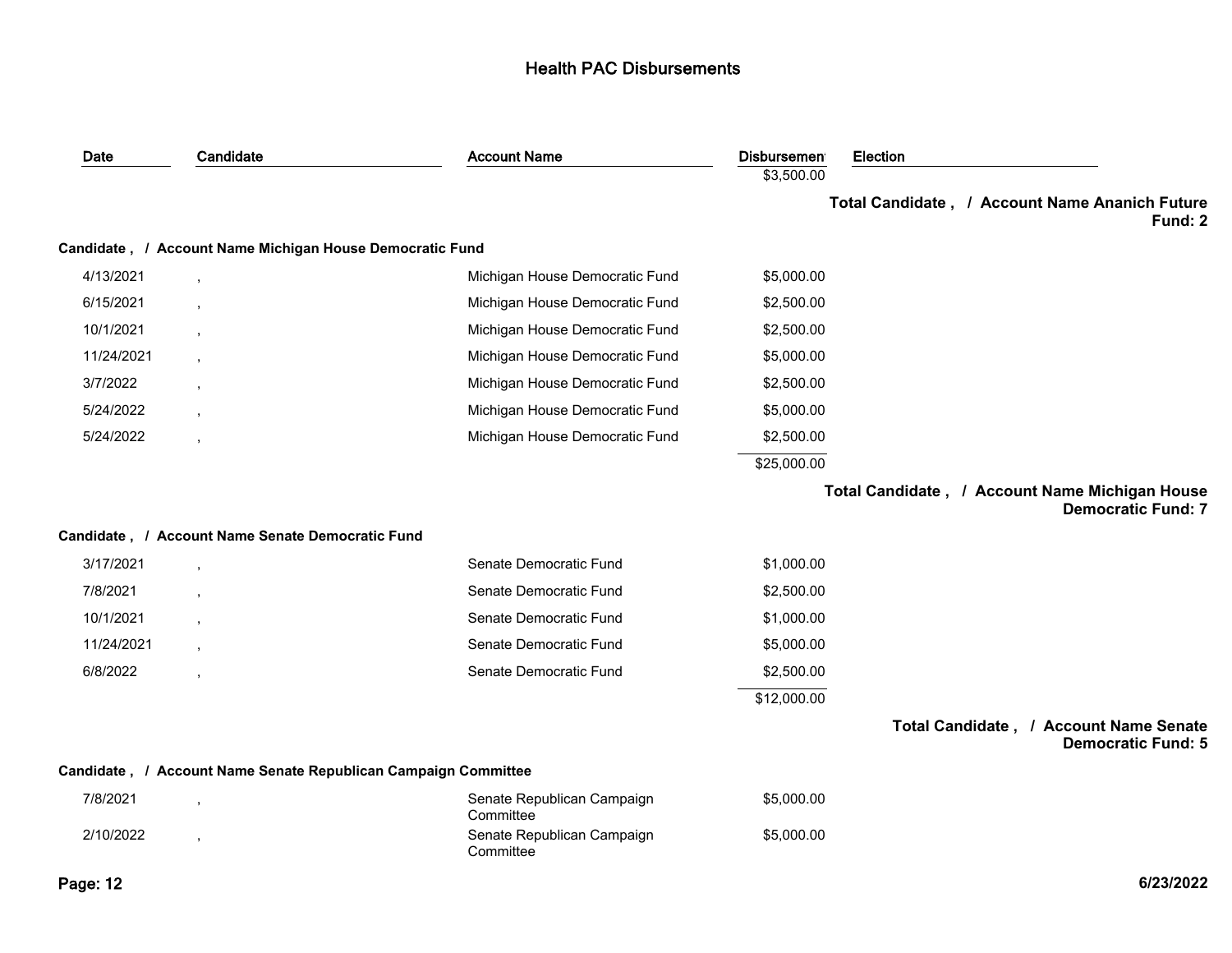# Health PAC Disbursements

| Date | Candidate | Account Name | Disbursement | Election |
|---|---|---|---|---|
| | | | $3,500.00 | |

**Total Candidate , / Account Name Ananich Future Fund: 2**

**Candidate , / Account Name Michigan House Democratic Fund**

| Date | Candidate | Account Name | Disbursement | Election |
|---|---|---|---|---|
| 4/13/2021 | , | Michigan House Democratic Fund | $5,000.00 | |
| 6/15/2021 | , | Michigan House Democratic Fund | $2,500.00 | |
| 10/1/2021 | , | Michigan House Democratic Fund | $2,500.00 | |
| 11/24/2021 | , | Michigan House Democratic Fund | $5,000.00 | |
| 3/7/2022 | , | Michigan House Democratic Fund | $2,500.00 | |
| 5/24/2022 | , | Michigan House Democratic Fund | $5,000.00 | |
| 5/24/2022 | , | Michigan House Democratic Fund | $2,500.00 | |
| | | | $25,000.00 | |

**Total Candidate , / Account Name Michigan House Democratic Fund: 7**

**Candidate , / Account Name Senate Democratic Fund**

| Date | Candidate | Account Name | Disbursement | Election |
|---|---|---|---|---|
| 3/17/2021 | , | Senate Democratic Fund | $1,000.00 | |
| 7/8/2021 | , | Senate Democratic Fund | $2,500.00 | |
| 10/1/2021 | , | Senate Democratic Fund | $1,000.00 | |
| 11/24/2021 | , | Senate Democratic Fund | $5,000.00 | |
| 6/8/2022 | , | Senate Democratic Fund | $2,500.00 | |
| | | | $12,000.00 | |

**Total Candidate , / Account Name Senate Democratic Fund: 5**

**Candidate , / Account Name Senate Republican Campaign Committee**

| Date | Candidate | Account Name | Disbursement | Election |
|---|---|---|---|---|
| 7/8/2021 | , | Senate Republican Campaign Committee | $5,000.00 | |
| 2/10/2022 | , | Senate Republican Campaign Committee | $5,000.00 | |

6/23/2022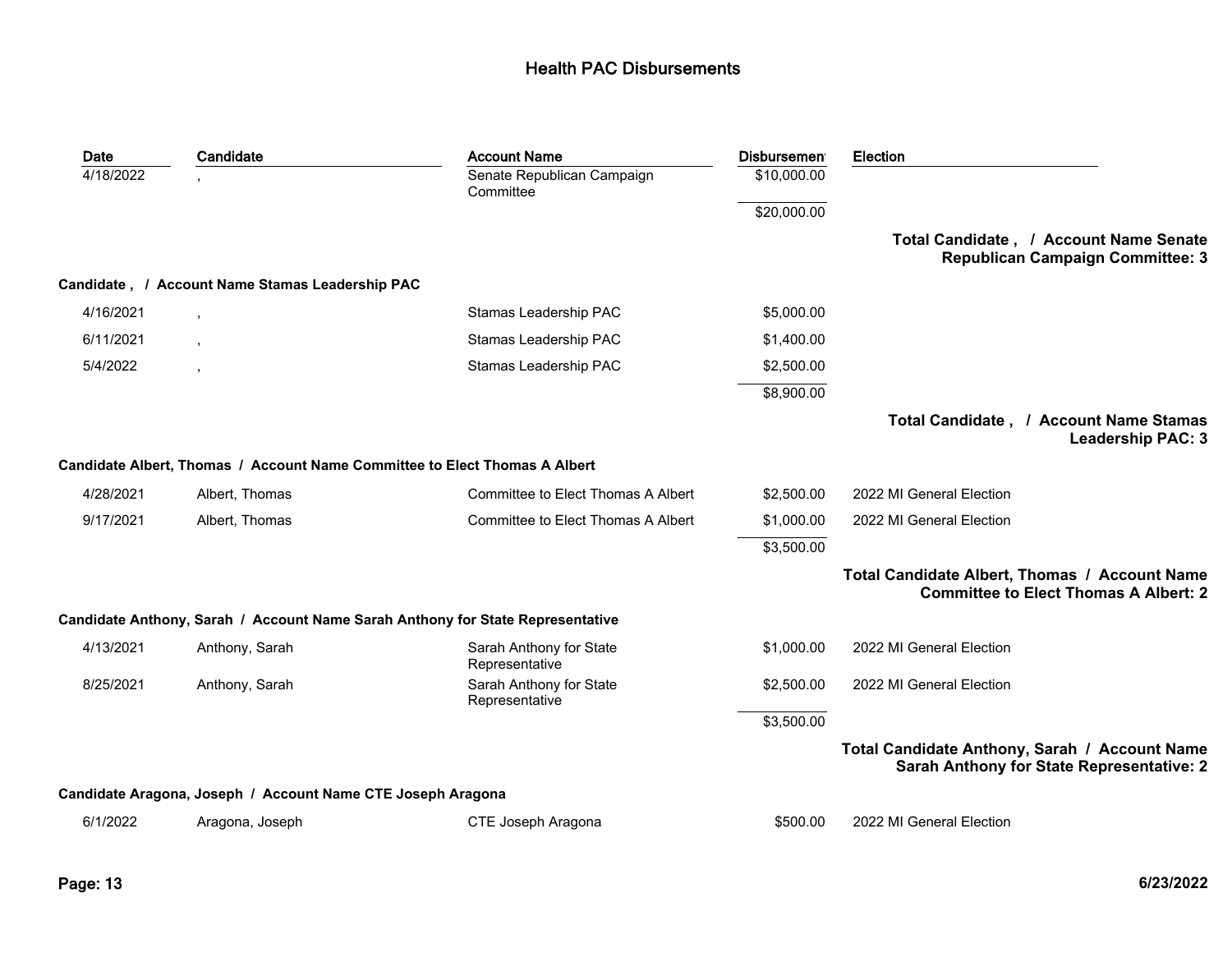# Health PAC Disbursements

| Date | Candidate | Account Name | Disbursement | Election |
|---|---|---|---|---|
| 4/18/2022 | , | Senate Republican Campaign Committee | $10,000.00 | |
| | | | $20,000.00 | |

**Total Candidate , / Account Name Senate Republican Campaign Committee: 3**

**Candidate , / Account Name Stamas Leadership PAC**

| Date | Candidate | Account Name | Disbursement | Election |
|---|---|---|---|---|
| 4/16/2021 | , | Stamas Leadership PAC | $5,000.00 | |
| 6/11/2021 | , | Stamas Leadership PAC | $1,400.00 | |
| 5/4/2022 | , | Stamas Leadership PAC | $2,500.00 | |
| | | | $8,900.00 | |

**Total Candidate , / Account Name Stamas Leadership PAC: 3**

**Candidate Albert, Thomas / Account Name Committee to Elect Thomas A Albert**

| Date | Candidate | Account Name | Disbursement | Election |
|---|---|---|---|---|
| 4/28/2021 | Albert, Thomas | Committee to Elect Thomas A Albert | $2,500.00 | 2022 MI General Election |
| 9/17/2021 | Albert, Thomas | Committee to Elect Thomas A Albert | $1,000.00 | 2022 MI General Election |
| | | | $3,500.00 | |

**Total Candidate Albert, Thomas / Account Name Committee to Elect Thomas A Albert: 2**

**Candidate Anthony, Sarah / Account Name Sarah Anthony for State Representative**

| Date | Candidate | Account Name | Disbursement | Election |
|---|---|---|---|---|
| 4/13/2021 | Anthony, Sarah | Sarah Anthony for State Representative | $1,000.00 | 2022 MI General Election |
| 8/25/2021 | Anthony, Sarah | Sarah Anthony for State Representative | $2,500.00 | 2022 MI General Election |
| | | | $3,500.00 | |

**Total Candidate Anthony, Sarah / Account Name Sarah Anthony for State Representative: 2**

**Candidate Aragona, Joseph / Account Name CTE Joseph Aragona**

| Date | Candidate | Account Name | Disbursement | Election |
|---|---|---|---|---|
| 6/1/2022 | Aragona, Joseph | CTE Joseph Aragona | $500.00 | 2022 MI General Election |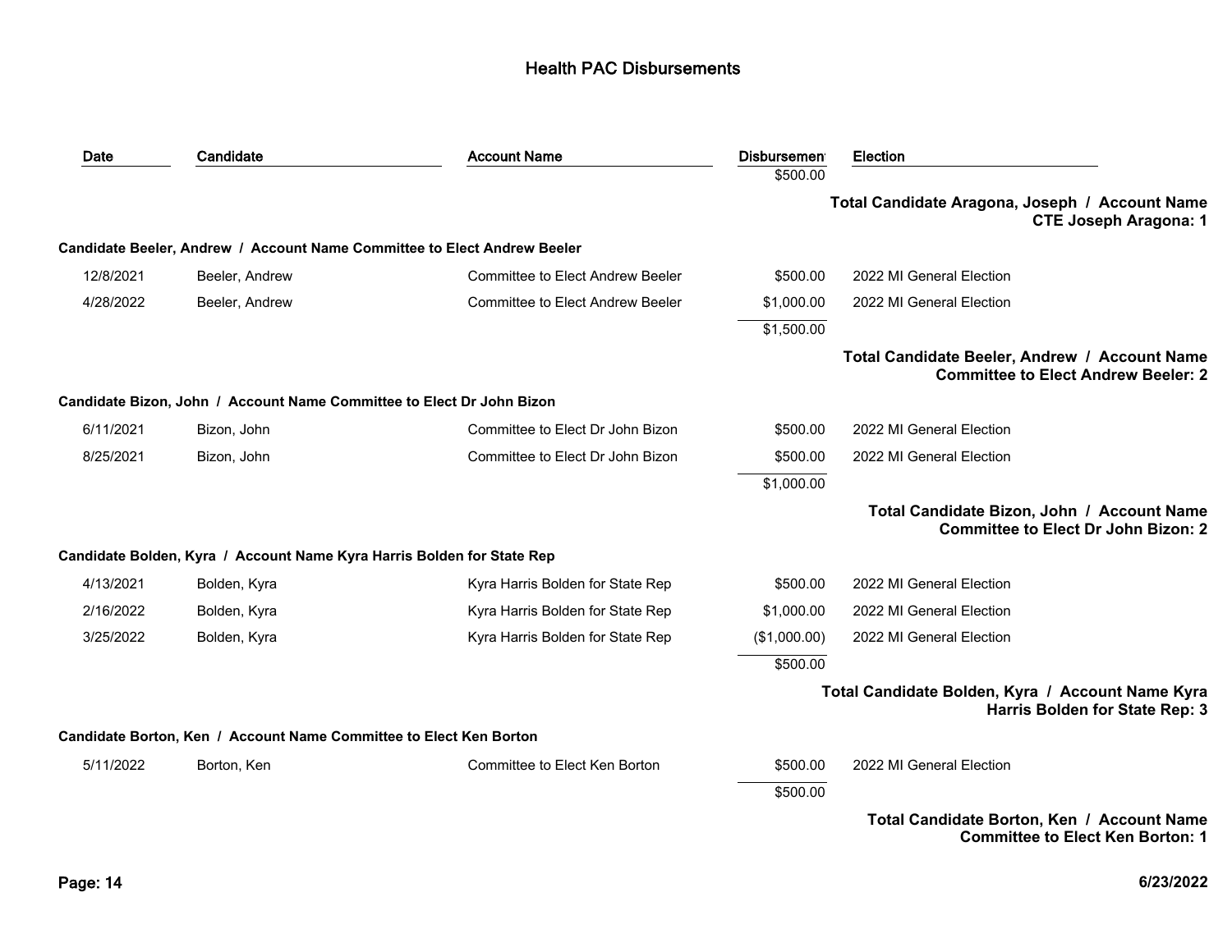# Health PAC Disbursements

| Date | Candidate | Account Name | Disbursement | Election |
|---|---|---|---|---|
| | | | $500.00 | |
| | | | | **Total Candidate Aragona, Joseph / Account Name CTE Joseph Aragona: 1** |
| **Candidate Beeler, Andrew / Account Name Committee to Elect Andrew Beeler** | | | | |
| 12/8/2021 | Beeler, Andrew | Committee to Elect Andrew Beeler | $500.00 | 2022 MI General Election |
| 4/28/2022 | Beeler, Andrew | Committee to Elect Andrew Beeler | $1,000.00 | 2022 MI General Election |
| | | | $1,500.00 | |
| | | | | **Total Candidate Beeler, Andrew / Account Name Committee to Elect Andrew Beeler: 2** |
| **Candidate Bizon, John / Account Name Committee to Elect Dr John Bizon** | | | | |
| 6/11/2021 | Bizon, John | Committee to Elect Dr John Bizon | $500.00 | 2022 MI General Election |
| 8/25/2021 | Bizon, John | Committee to Elect Dr John Bizon | $500.00 | 2022 MI General Election |
| | | | $1,000.00 | |
| | | | | **Total Candidate Bizon, John / Account Name Committee to Elect Dr John Bizon: 2** |
| **Candidate Bolden, Kyra / Account Name Kyra Harris Bolden for State Rep** | | | | |
| 4/13/2021 | Bolden, Kyra | Kyra Harris Bolden for State Rep | $500.00 | 2022 MI General Election |
| 2/16/2022 | Bolden, Kyra | Kyra Harris Bolden for State Rep | $1,000.00 | 2022 MI General Election |
| 3/25/2022 | Bolden, Kyra | Kyra Harris Bolden for State Rep | ($1,000.00) | 2022 MI General Election |
| | | | $500.00 | |
| | | | | **Total Candidate Bolden, Kyra / Account Name Kyra Harris Bolden for State Rep: 3** |
| **Candidate Borton, Ken / Account Name Committee to Elect Ken Borton** | | | | |
| 5/11/2022 | Borton, Ken | Committee to Elect Ken Borton | $500.00 | 2022 MI General Election |
| | | | $500.00 | |
| | | | | **Total Candidate Borton, Ken / Account Name Committee to Elect Ken Borton: 1** |

6/23/2022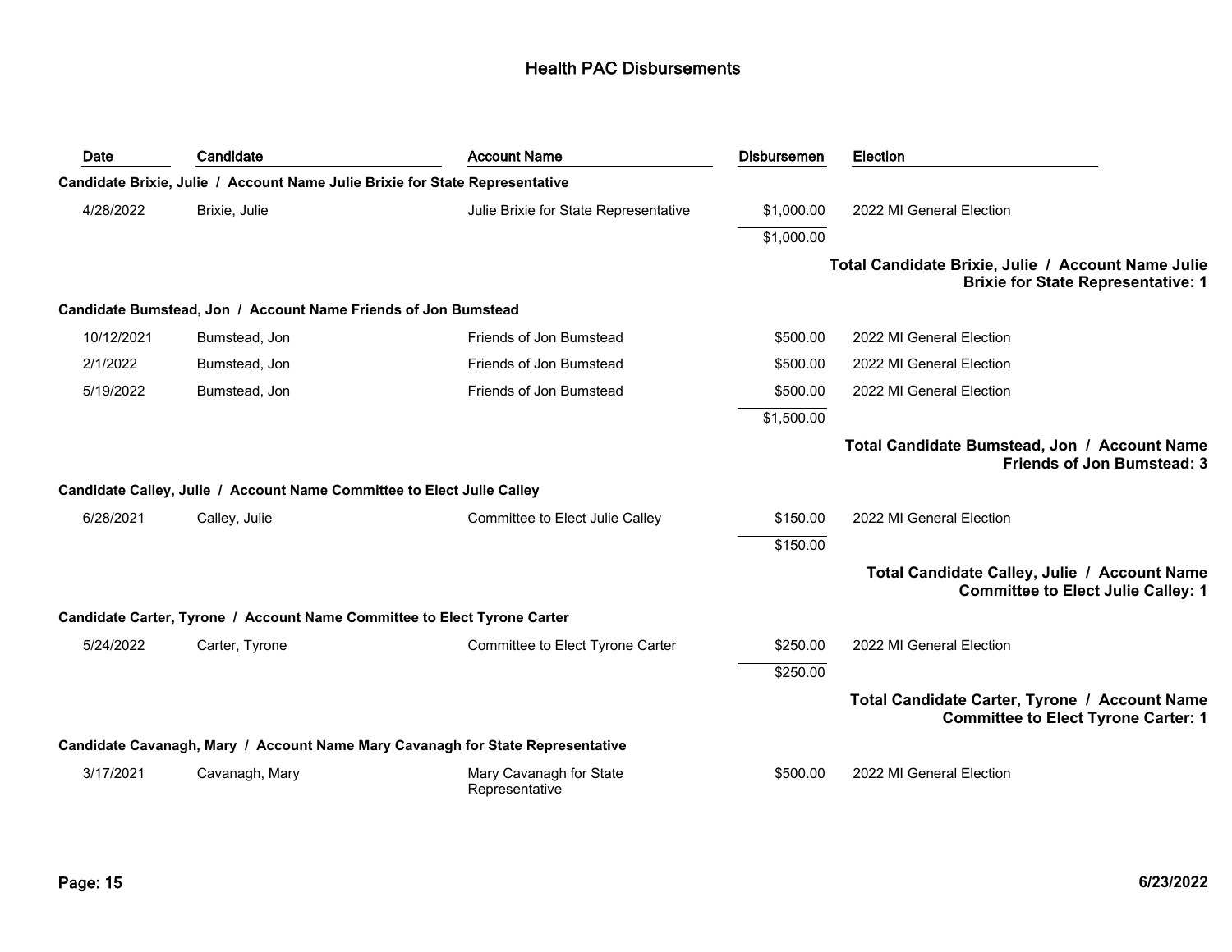## Health PAC Disbursements

| Date | Candidate | Account Name | Disbursement | Election |
|---|---|---|---|---|
| **Candidate Brixie, Julie / Account Name Julie Brixie for State Representative** | | | | |
| 4/28/2022 | Brixie, Julie | Julie Brixie for State Representative | $1,000.00 | 2022 MI General Election |
| | | | $1,000.00 | |
| | | | | **Total Candidate Brixie, Julie / Account Name Julie Brixie for State Representative: 1** |
| **Candidate Bumstead, Jon / Account Name Friends of Jon Bumstead** | | | | |
| 10/12/2021 | Bumstead, Jon | Friends of Jon Bumstead | $500.00 | 2022 MI General Election |
| 2/1/2022 | Bumstead, Jon | Friends of Jon Bumstead | $500.00 | 2022 MI General Election |
| 5/19/2022 | Bumstead, Jon | Friends of Jon Bumstead | $500.00 | 2022 MI General Election |
| | | | $1,500.00 | |
| | | | | **Total Candidate Bumstead, Jon / Account Name Friends of Jon Bumstead: 3** |
| **Candidate Calley, Julie / Account Name Committee to Elect Julie Calley** | | | | |
| 6/28/2021 | Calley, Julie | Committee to Elect Julie Calley | $150.00 | 2022 MI General Election |
| | | | $150.00 | |
| | | | | **Total Candidate Calley, Julie / Account Name Committee to Elect Julie Calley: 1** |
| **Candidate Carter, Tyrone / Account Name Committee to Elect Tyrone Carter** | | | | |
| 5/24/2022 | Carter, Tyrone | Committee to Elect Tyrone Carter | $250.00 | 2022 MI General Election |
| | | | $250.00 | |
| | | | | **Total Candidate Carter, Tyrone / Account Name Committee to Elect Tyrone Carter: 1** |
| **Candidate Cavanagh, Mary / Account Name Mary Cavanagh for State Representative** | | | | |
| 3/17/2021 | Cavanagh, Mary | Mary Cavanagh for State Representative | $500.00 | 2022 MI General Election |

6/23/2022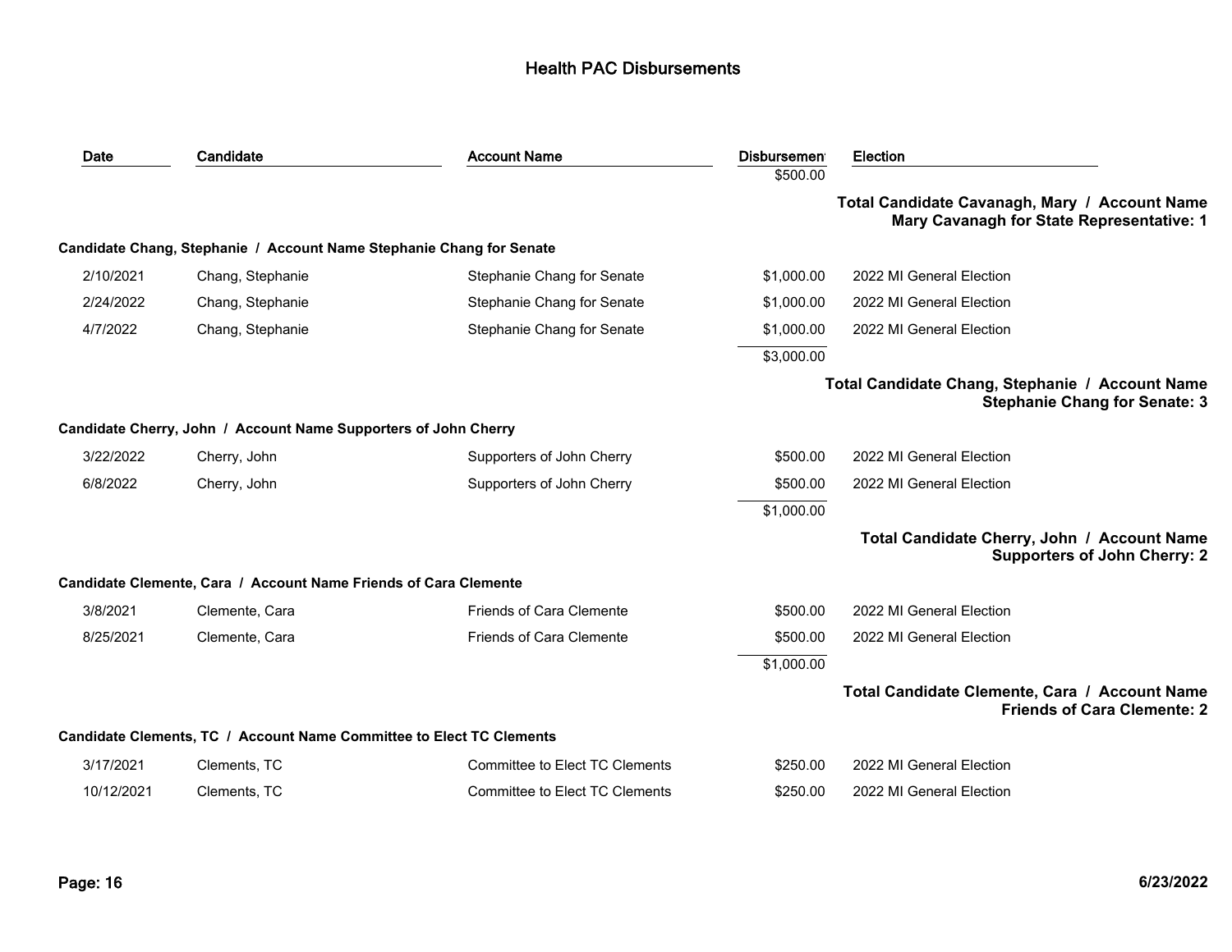# Health PAC Disbursements

| Date | Candidate | Account Name | Disbursement | Election |
|---|---|---|---|---|
| | | | $500.00 | |

**Total Candidate Cavanagh, Mary / Account Name Mary Cavanagh for State Representative: 1**

**Candidate Chang, Stephanie / Account Name Stephanie Chang for Senate**

| Date | Candidate | Account Name | Disbursement | Election |
|---|---|---|---|---|
| 2/10/2021 | Chang, Stephanie | Stephanie Chang for Senate | $1,000.00 | 2022 MI General Election |
| 2/24/2022 | Chang, Stephanie | Stephanie Chang for Senate | $1,000.00 | 2022 MI General Election |
| 4/7/2022 | Chang, Stephanie | Stephanie Chang for Senate | $1,000.00 | 2022 MI General Election |
| | | | $3,000.00 | |

**Total Candidate Chang, Stephanie / Account Name Stephanie Chang for Senate: 3**

**Candidate Cherry, John / Account Name Supporters of John Cherry**

| Date | Candidate | Account Name | Disbursement | Election |
|---|---|---|---|---|
| 3/22/2022 | Cherry, John | Supporters of John Cherry | $500.00 | 2022 MI General Election |
| 6/8/2022 | Cherry, John | Supporters of John Cherry | $500.00 | 2022 MI General Election |
| | | | $1,000.00 | |

**Total Candidate Cherry, John / Account Name Supporters of John Cherry: 2**

**Candidate Clemente, Cara / Account Name Friends of Cara Clemente**

| Date | Candidate | Account Name | Disbursement | Election |
|---|---|---|---|---|
| 3/8/2021 | Clemente, Cara | Friends of Cara Clemente | $500.00 | 2022 MI General Election |
| 8/25/2021 | Clemente, Cara | Friends of Cara Clemente | $500.00 | 2022 MI General Election |
| | | | $1,000.00 | |

**Total Candidate Clemente, Cara / Account Name Friends of Cara Clemente: 2**

**Candidate Clements, TC / Account Name Committee to Elect TC Clements**

| Date | Candidate | Account Name | Disbursement | Election |
|---|---|---|---|---|
| 3/17/2021 | Clements, TC | Committee to Elect TC Clements | $250.00 | 2022 MI General Election |
| 10/12/2021 | Clements, TC | Committee to Elect TC Clements | $250.00 | 2022 MI General Election |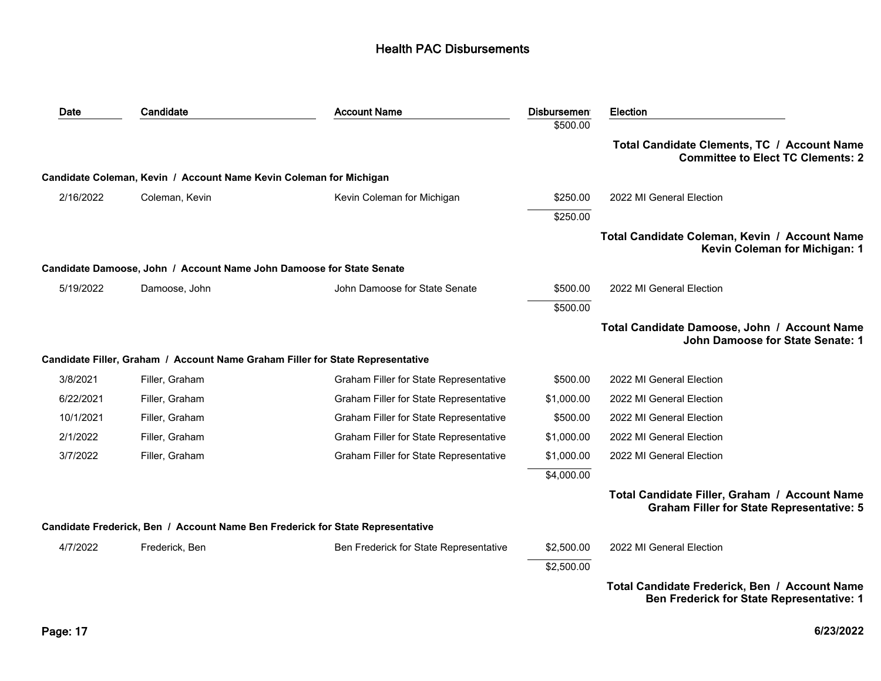# Health PAC Disbursements

| Date | Candidate | Account Name | Disbursement | Election |
|---|---|---|---|---|
| | | | $500.00 | |
| | | | | **Total Candidate Clements, TC / Account Name Committee to Elect TC Clements: 2** |
| **Candidate Coleman, Kevin / Account Name Kevin Coleman for Michigan** | | | | |
| 2/16/2022 | Coleman, Kevin | Kevin Coleman for Michigan | $250.00 | 2022 MI General Election |
| | | | $250.00 | |
| | | | | **Total Candidate Coleman, Kevin / Account Name Kevin Coleman for Michigan: 1** |
| **Candidate Damoose, John / Account Name John Damoose for State Senate** | | | | |
| 5/19/2022 | Damoose, John | John Damoose for State Senate | $500.00 | 2022 MI General Election |
| | | | $500.00 | |
| | | | | **Total Candidate Damoose, John / Account Name John Damoose for State Senate: 1** |
| **Candidate Filler, Graham / Account Name Graham Filler for State Representative** | | | | |
| 3/8/2021 | Filler, Graham | Graham Filler for State Representative | $500.00 | 2022 MI General Election |
| 6/22/2021 | Filler, Graham | Graham Filler for State Representative | $1,000.00 | 2022 MI General Election |
| 10/1/2021 | Filler, Graham | Graham Filler for State Representative | $500.00 | 2022 MI General Election |
| 2/1/2022 | Filler, Graham | Graham Filler for State Representative | $1,000.00 | 2022 MI General Election |
| 3/7/2022 | Filler, Graham | Graham Filler for State Representative | $1,000.00 | 2022 MI General Election |
| | | | $4,000.00 | |
| | | | | **Total Candidate Filler, Graham / Account Name Graham Filler for State Representative: 5** |
| **Candidate Frederick, Ben / Account Name Ben Frederick for State Representative** | | | | |
| 4/7/2022 | Frederick, Ben | Ben Frederick for State Representative | $2,500.00 | 2022 MI General Election |
| | | | $2,500.00 | |
| | | | | **Total Candidate Frederick, Ben / Account Name Ben Frederick for State Representative: 1** |

6/23/2022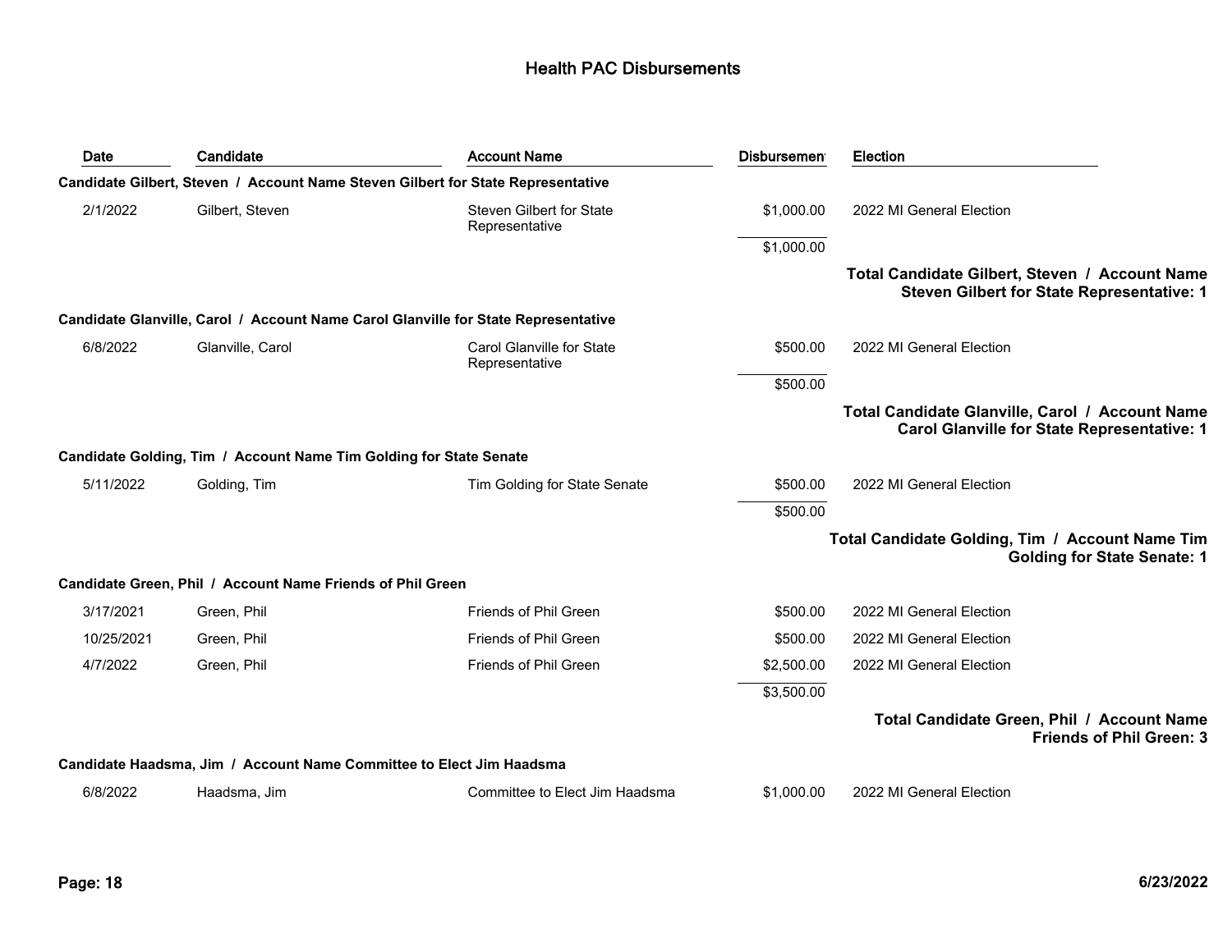## Health PAC Disbursements

| Date | Candidate | Account Name | Disbursement | Election |
|---|---|---|---|---|
| **Candidate Gilbert, Steven / Account Name Steven Gilbert for State Representative** | | | | |
| 2/1/2022 | Gilbert, Steven | Steven Gilbert for State Representative | $1,000.00 | 2022 MI General Election |
| | | | $1,000.00 | |
| | | | | **Total Candidate Gilbert, Steven / Account Name Steven Gilbert for State Representative: 1** |
| **Candidate Glanville, Carol / Account Name Carol Glanville for State Representative** | | | | |
| 6/8/2022 | Glanville, Carol | Carol Glanville for State Representative | $500.00 | 2022 MI General Election |
| | | | $500.00 | |
| | | | | **Total Candidate Glanville, Carol / Account Name Carol Glanville for State Representative: 1** |
| **Candidate Golding, Tim / Account Name Tim Golding for State Senate** | | | | |
| 5/11/2022 | Golding, Tim | Tim Golding for State Senate | $500.00 | 2022 MI General Election |
| | | | $500.00 | |
| | | | | **Total Candidate Golding, Tim / Account Name Tim Golding for State Senate: 1** |
| **Candidate Green, Phil / Account Name Friends of Phil Green** | | | | |
| 3/17/2021 | Green, Phil | Friends of Phil Green | $500.00 | 2022 MI General Election |
| 10/25/2021 | Green, Phil | Friends of Phil Green | $500.00 | 2022 MI General Election |
| 4/7/2022 | Green, Phil | Friends of Phil Green | $2,500.00 | 2022 MI General Election |
| | | | $3,500.00 | |
| | | | | **Total Candidate Green, Phil / Account Name Friends of Phil Green: 3** |
| **Candidate Haadsma, Jim / Account Name Committee to Elect Jim Haadsma** | | | | |
| 6/8/2022 | Haadsma, Jim | Committee to Elect Jim Haadsma | $1,000.00 | 2022 MI General Election |

6/23/2022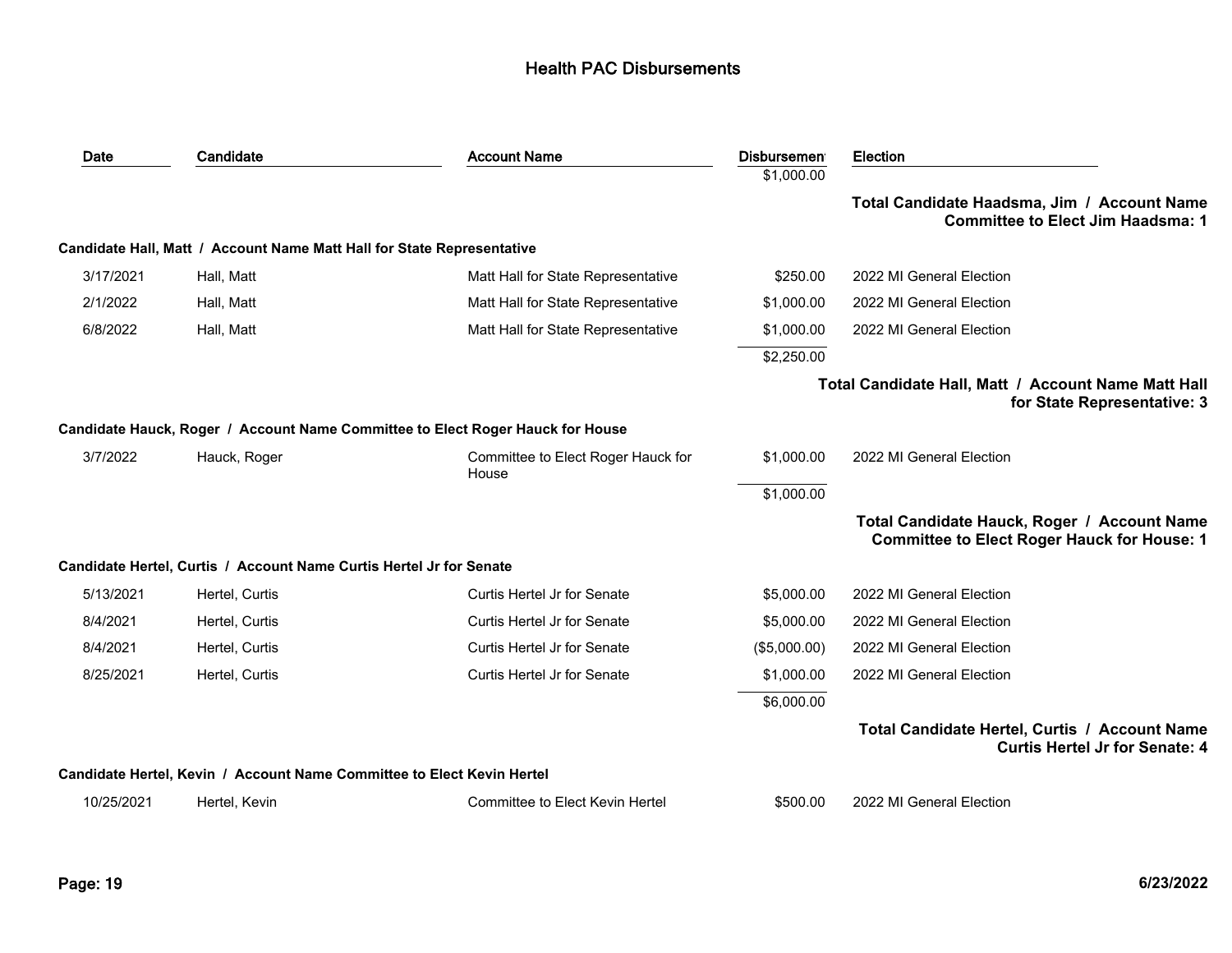# Health PAC Disbursements

| Date | Candidate | Account Name | Disbursement | Election |
|---|---|---|---|---|
| | | | $1,000.00 | |
| | | | | **Total Candidate Haadsma, Jim / Account Name Committee to Elect Jim Haadsma: 1** |
| **Candidate Hall, Matt / Account Name Matt Hall for State Representative** | | | | |
| 3/17/2021 | Hall, Matt | Matt Hall for State Representative | $250.00 | 2022 MI General Election |
| 2/1/2022 | Hall, Matt | Matt Hall for State Representative | $1,000.00 | 2022 MI General Election |
| 6/8/2022 | Hall, Matt | Matt Hall for State Representative | $1,000.00 | 2022 MI General Election |
| | | | $2,250.00 | |
| | | | | **Total Candidate Hall, Matt / Account Name Matt Hall for State Representative: 3** |
| **Candidate Hauck, Roger / Account Name Committee to Elect Roger Hauck for House** | | | | |
| 3/7/2022 | Hauck, Roger | Committee to Elect Roger Hauck for House | $1,000.00 | 2022 MI General Election |
| | | | $1,000.00 | |
| | | | | **Total Candidate Hauck, Roger / Account Name Committee to Elect Roger Hauck for House: 1** |
| **Candidate Hertel, Curtis / Account Name Curtis Hertel Jr for Senate** | | | | |
| 5/13/2021 | Hertel, Curtis | Curtis Hertel Jr for Senate | $5,000.00 | 2022 MI General Election |
| 8/4/2021 | Hertel, Curtis | Curtis Hertel Jr for Senate | $5,000.00 | 2022 MI General Election |
| 8/4/2021 | Hertel, Curtis | Curtis Hertel Jr for Senate | ($5,000.00) | 2022 MI General Election |
| 8/25/2021 | Hertel, Curtis | Curtis Hertel Jr for Senate | $1,000.00 | 2022 MI General Election |
| | | | $6,000.00 | |
| | | | | **Total Candidate Hertel, Curtis / Account Name Curtis Hertel Jr for Senate: 4** |
| **Candidate Hertel, Kevin / Account Name Committee to Elect Kevin Hertel** | | | | |
| 10/25/2021 | Hertel, Kevin | Committee to Elect Kevin Hertel | $500.00 | 2022 MI General Election |

6/23/2022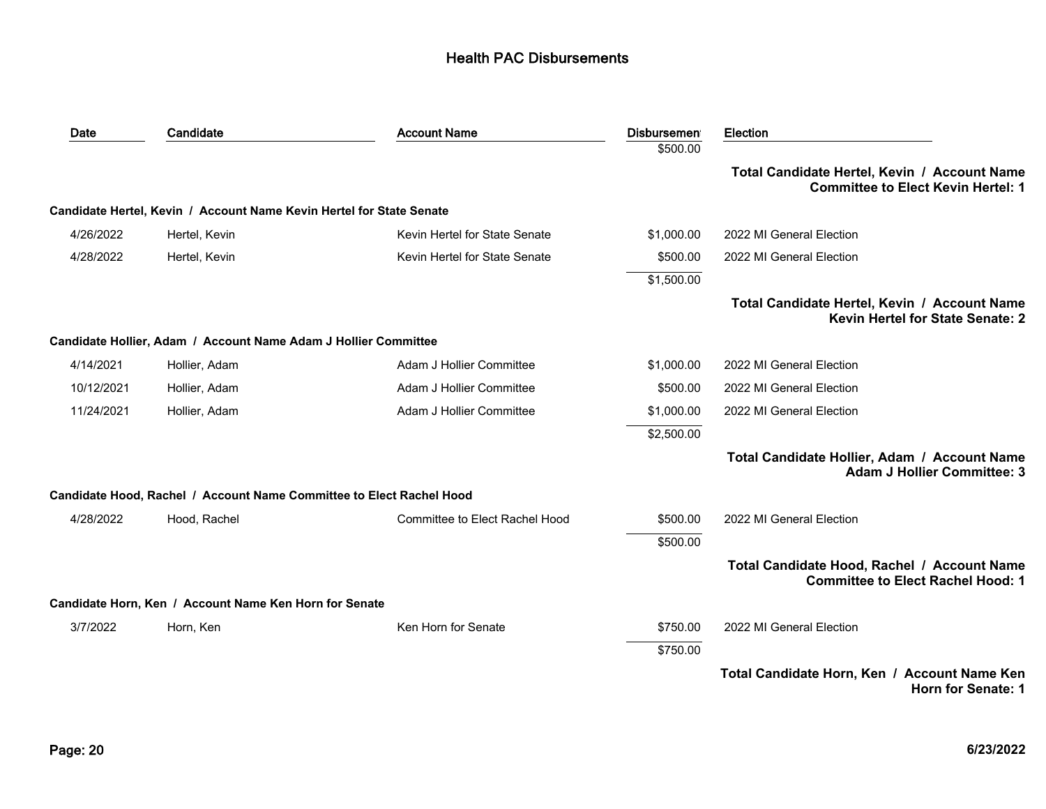# Health PAC Disbursements

| Date | Candidate | Account Name | Disbursement | Election |
|---|---|---|---|---|
| | | | $500.00 | |

**Total Candidate Hertel, Kevin / Account Name Committee to Elect Kevin Hertel: 1**

**Candidate Hertel, Kevin / Account Name Kevin Hertel for State Senate**

| Date | Candidate | Account Name | Disbursement | Election |
|---|---|---|---|---|
| 4/26/2022 | Hertel, Kevin | Kevin Hertel for State Senate | $1,000.00 | 2022 MI General Election |
| 4/28/2022 | Hertel, Kevin | Kevin Hertel for State Senate | $500.00 | 2022 MI General Election |
| | | | $1,500.00 | |

**Total Candidate Hertel, Kevin / Account Name Kevin Hertel for State Senate: 2**

**Candidate Hollier, Adam / Account Name Adam J Hollier Committee**

| Date | Candidate | Account Name | Disbursement | Election |
|---|---|---|---|---|
| 4/14/2021 | Hollier, Adam | Adam J Hollier Committee | $1,000.00 | 2022 MI General Election |
| 10/12/2021 | Hollier, Adam | Adam J Hollier Committee | $500.00 | 2022 MI General Election |
| 11/24/2021 | Hollier, Adam | Adam J Hollier Committee | $1,000.00 | 2022 MI General Election |
| | | | $2,500.00 | |

**Total Candidate Hollier, Adam / Account Name Adam J Hollier Committee: 3**

**Candidate Hood, Rachel / Account Name Committee to Elect Rachel Hood**

| Date | Candidate | Account Name | Disbursement | Election |
|---|---|---|---|---|
| 4/28/2022 | Hood, Rachel | Committee to Elect Rachel Hood | $500.00 | 2022 MI General Election |
| | | | $500.00 | |

**Total Candidate Hood, Rachel / Account Name Committee to Elect Rachel Hood: 1**

**Candidate Horn, Ken / Account Name Ken Horn for Senate**

| Date | Candidate | Account Name | Disbursement | Election |
|---|---|---|---|---|
| 3/7/2022 | Horn, Ken | Ken Horn for Senate | $750.00 | 2022 MI General Election |
| | | | $750.00 | |

**Total Candidate Horn, Ken / Account Name Ken Horn for Senate: 1**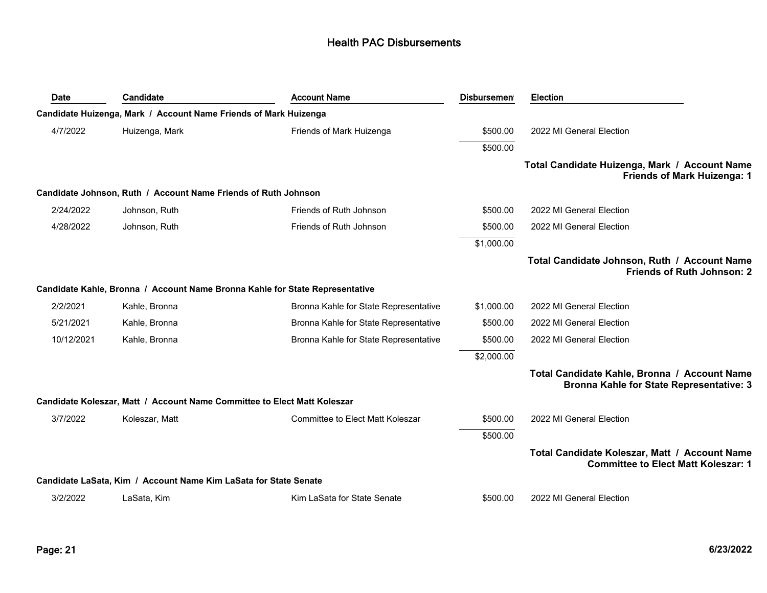# Health PAC Disbursements

| Date | Candidate | Account Name | Disbursement | Election |
|---|---|---|---|---|
| **Candidate Huizenga, Mark / Account Name Friends of Mark Huizenga** | | | | |
| 4/7/2022 | Huizenga, Mark | Friends of Mark Huizenga | $500.00 | 2022 MI General Election |
| | | | $500.00 | |
| | | | | **Total Candidate Huizenga, Mark / Account Name Friends of Mark Huizenga: 1** |
| **Candidate Johnson, Ruth / Account Name Friends of Ruth Johnson** | | | | |
| 2/24/2022 | Johnson, Ruth | Friends of Ruth Johnson | $500.00 | 2022 MI General Election |
| 4/28/2022 | Johnson, Ruth | Friends of Ruth Johnson | $500.00 | 2022 MI General Election |
| | | | $1,000.00 | |
| | | | | **Total Candidate Johnson, Ruth / Account Name Friends of Ruth Johnson: 2** |
| **Candidate Kahle, Bronna / Account Name Bronna Kahle for State Representative** | | | | |
| 2/2/2021 | Kahle, Bronna | Bronna Kahle for State Representative | $1,000.00 | 2022 MI General Election |
| 5/21/2021 | Kahle, Bronna | Bronna Kahle for State Representative | $500.00 | 2022 MI General Election |
| 10/12/2021 | Kahle, Bronna | Bronna Kahle for State Representative | $500.00 | 2022 MI General Election |
| | | | $2,000.00 | |
| | | | | **Total Candidate Kahle, Bronna / Account Name Bronna Kahle for State Representative: 3** |
| **Candidate Koleszar, Matt / Account Name Committee to Elect Matt Koleszar** | | | | |
| 3/7/2022 | Koleszar, Matt | Committee to Elect Matt Koleszar | $500.00 | 2022 MI General Election |
| | | | $500.00 | |
| | | | | **Total Candidate Koleszar, Matt / Account Name Committee to Elect Matt Koleszar: 1** |
| **Candidate LaSata, Kim / Account Name Kim LaSata for State Senate** | | | | |
| 3/2/2022 | LaSata, Kim | Kim LaSata for State Senate | $500.00 | 2022 MI General Election |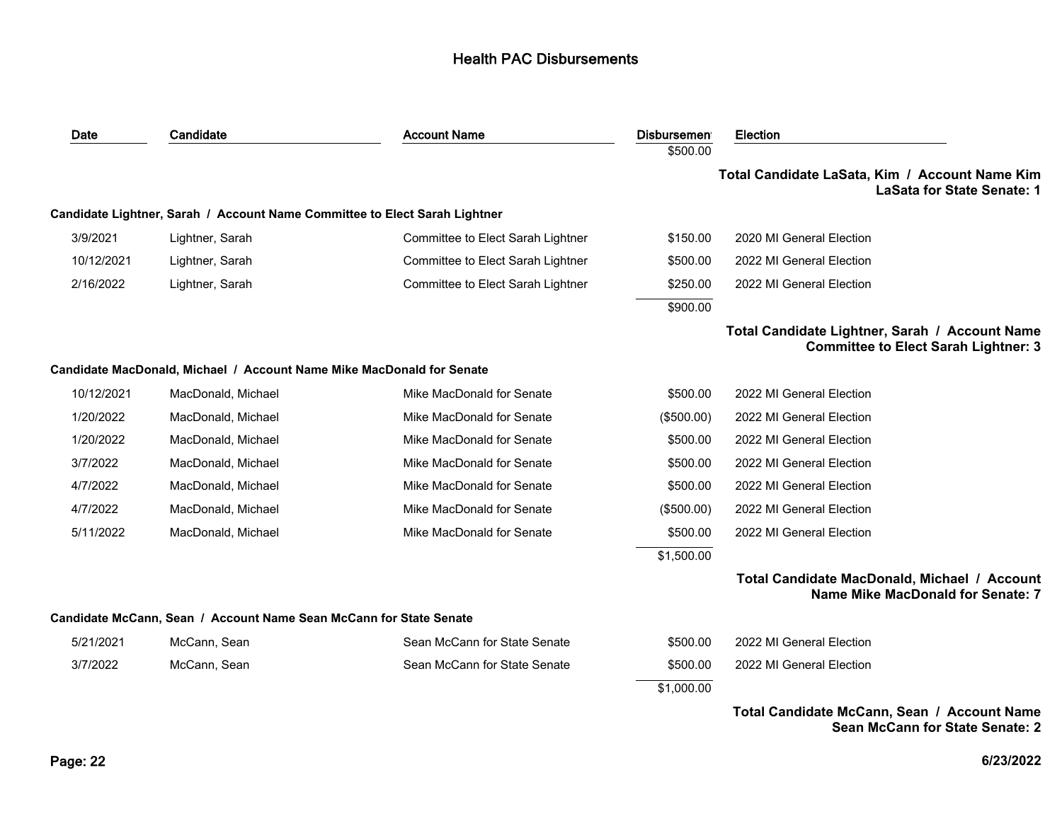# Health PAC Disbursements

| Date | Candidate | Account Name | Disbursement | Election |
|---|---|---|---|---|
| | | | $500.00 | |

**Total Candidate LaSata, Kim / Account Name Kim LaSata for State Senate: 1**

**Candidate Lightner, Sarah / Account Name Committee to Elect Sarah Lightner**

| Date | Candidate | Account Name | Disbursement | Election |
|---|---|---|---|---|
| 3/9/2021 | Lightner, Sarah | Committee to Elect Sarah Lightner | $150.00 | 2020 MI General Election |
| 10/12/2021 | Lightner, Sarah | Committee to Elect Sarah Lightner | $500.00 | 2022 MI General Election |
| 2/16/2022 | Lightner, Sarah | Committee to Elect Sarah Lightner | $250.00 | 2022 MI General Election |
| | | | $900.00 | |

**Total Candidate Lightner, Sarah / Account Name Committee to Elect Sarah Lightner: 3**

**Candidate MacDonald, Michael / Account Name Mike MacDonald for Senate**

| Date | Candidate | Account Name | Disbursement | Election |
|---|---|---|---|---|
| 10/12/2021 | MacDonald, Michael | Mike MacDonald for Senate | $500.00 | 2022 MI General Election |
| 1/20/2022 | MacDonald, Michael | Mike MacDonald for Senate | ($500.00) | 2022 MI General Election |
| 1/20/2022 | MacDonald, Michael | Mike MacDonald for Senate | $500.00 | 2022 MI General Election |
| 3/7/2022 | MacDonald, Michael | Mike MacDonald for Senate | $500.00 | 2022 MI General Election |
| 4/7/2022 | MacDonald, Michael | Mike MacDonald for Senate | $500.00 | 2022 MI General Election |
| 4/7/2022 | MacDonald, Michael | Mike MacDonald for Senate | ($500.00) | 2022 MI General Election |
| 5/11/2022 | MacDonald, Michael | Mike MacDonald for Senate | $500.00 | 2022 MI General Election |
| | | | $1,500.00 | |

**Total Candidate MacDonald, Michael / Account Name Mike MacDonald for Senate: 7**

**Candidate McCann, Sean / Account Name Sean McCann for State Senate**

| Date | Candidate | Account Name | Disbursement | Election |
|---|---|---|---|---|
| 5/21/2021 | McCann, Sean | Sean McCann for State Senate | $500.00 | 2022 MI General Election |
| 3/7/2022 | McCann, Sean | Sean McCann for State Senate | $500.00 | 2022 MI General Election |
| | | | $1,000.00 | |

**Total Candidate McCann, Sean / Account Name Sean McCann for State Senate: 2**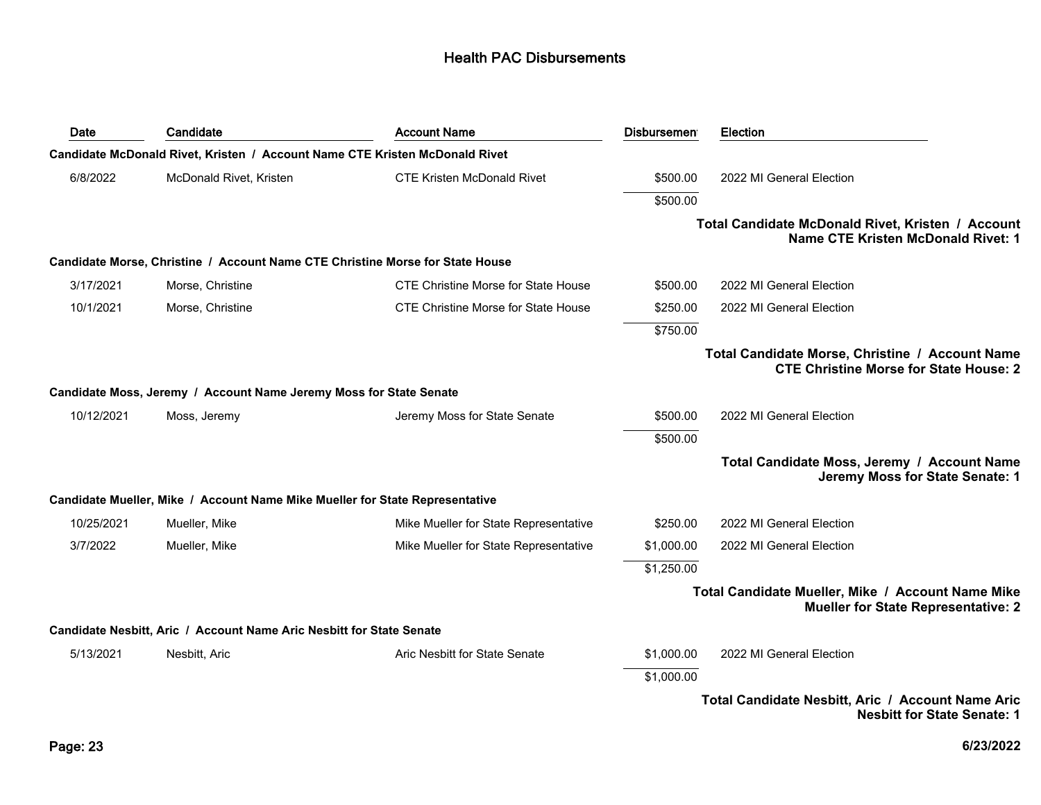# Health PAC Disbursements

| Date | Candidate | Account Name | Disbursement | Election |
|---|---|---|---|---|
| **Candidate McDonald Rivet, Kristen / Account Name CTE Kristen McDonald Rivet** | | | | |
| 6/8/2022 | McDonald Rivet, Kristen | CTE Kristen McDonald Rivet | $500.00 | 2022 MI General Election |
| | | | $500.00 | |
| | | | | **Total Candidate McDonald Rivet, Kristen / Account Name CTE Kristen McDonald Rivet: 1** |
| **Candidate Morse, Christine / Account Name CTE Christine Morse for State House** | | | | |
| 3/17/2021 | Morse, Christine | CTE Christine Morse for State House | $500.00 | 2022 MI General Election |
| 10/1/2021 | Morse, Christine | CTE Christine Morse for State House | $250.00 | 2022 MI General Election |
| | | | $750.00 | |
| | | | | **Total Candidate Morse, Christine / Account Name CTE Christine Morse for State House: 2** |
| **Candidate Moss, Jeremy / Account Name Jeremy Moss for State Senate** | | | | |
| 10/12/2021 | Moss, Jeremy | Jeremy Moss for State Senate | $500.00 | 2022 MI General Election |
| | | | $500.00 | |
| | | | | **Total Candidate Moss, Jeremy / Account Name Jeremy Moss for State Senate: 1** |
| **Candidate Mueller, Mike / Account Name Mike Mueller for State Representative** | | | | |
| 10/25/2021 | Mueller, Mike | Mike Mueller for State Representative | $250.00 | 2022 MI General Election |
| 3/7/2022 | Mueller, Mike | Mike Mueller for State Representative | $1,000.00 | 2022 MI General Election |
| | | | $1,250.00 | |
| | | | | **Total Candidate Mueller, Mike / Account Name Mike Mueller for State Representative: 2** |
| **Candidate Nesbitt, Aric / Account Name Aric Nesbitt for State Senate** | | | | |
| 5/13/2021 | Nesbitt, Aric | Aric Nesbitt for State Senate | $1,000.00 | 2022 MI General Election |
| | | | $1,000.00 | |
| | | | | **Total Candidate Nesbitt, Aric / Account Name Aric Nesbitt for State Senate: 1** |

6/23/2022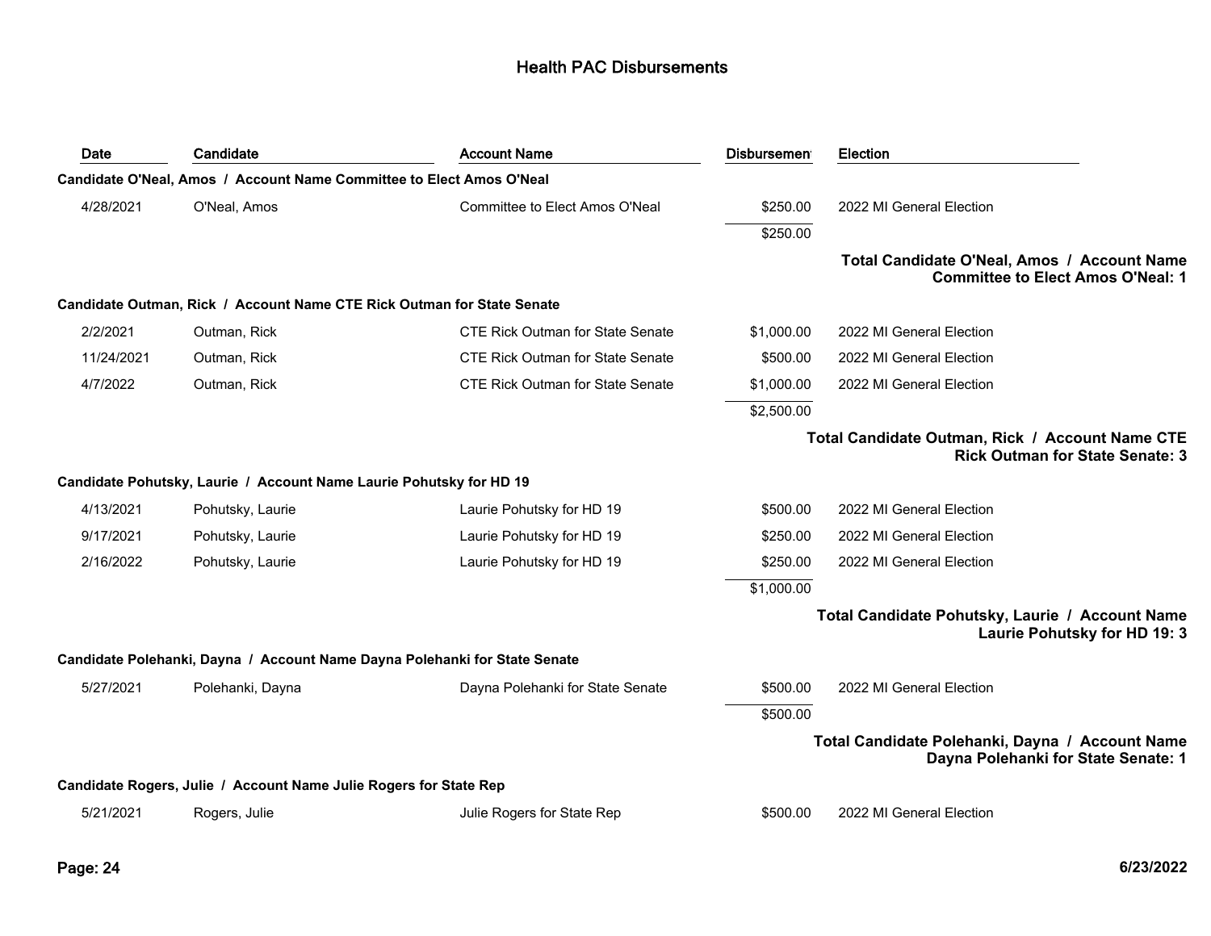# Health PAC Disbursements

| Date | Candidate | Account Name | Disbursement | Election |
|---|---|---|---|---|
| **Candidate O'Neal, Amos / Account Name Committee to Elect Amos O'Neal** | | | | |
| 4/28/2021 | O'Neal, Amos | Committee to Elect Amos O'Neal | $250.00 | 2022 MI General Election |
| | | | $250.00 | |
| | | | | **Total Candidate O'Neal, Amos / Account Name Committee to Elect Amos O'Neal: 1** |
| **Candidate Outman, Rick / Account Name CTE Rick Outman for State Senate** | | | | |
| 2/2/2021 | Outman, Rick | CTE Rick Outman for State Senate | $1,000.00 | 2022 MI General Election |
| 11/24/2021 | Outman, Rick | CTE Rick Outman for State Senate | $500.00 | 2022 MI General Election |
| 4/7/2022 | Outman, Rick | CTE Rick Outman for State Senate | $1,000.00 | 2022 MI General Election |
| | | | $2,500.00 | |
| | | | | **Total Candidate Outman, Rick / Account Name CTE Rick Outman for State Senate: 3** |
| **Candidate Pohutsky, Laurie / Account Name Laurie Pohutsky for HD 19** | | | | |
| 4/13/2021 | Pohutsky, Laurie | Laurie Pohutsky for HD 19 | $500.00 | 2022 MI General Election |
| 9/17/2021 | Pohutsky, Laurie | Laurie Pohutsky for HD 19 | $250.00 | 2022 MI General Election |
| 2/16/2022 | Pohutsky, Laurie | Laurie Pohutsky for HD 19 | $250.00 | 2022 MI General Election |
| | | | $1,000.00 | |
| | | | | **Total Candidate Pohutsky, Laurie / Account Name Laurie Pohutsky for HD 19: 3** |
| **Candidate Polehanki, Dayna / Account Name Dayna Polehanki for State Senate** | | | | |
| 5/27/2021 | Polehanki, Dayna | Dayna Polehanki for State Senate | $500.00 | 2022 MI General Election |
| | | | $500.00 | |
| | | | | **Total Candidate Polehanki, Dayna / Account Name Dayna Polehanki for State Senate: 1** |
| **Candidate Rogers, Julie / Account Name Julie Rogers for State Rep** | | | | |
| 5/21/2021 | Rogers, Julie | Julie Rogers for State Rep | $500.00 | 2022 MI General Election |

6/23/2022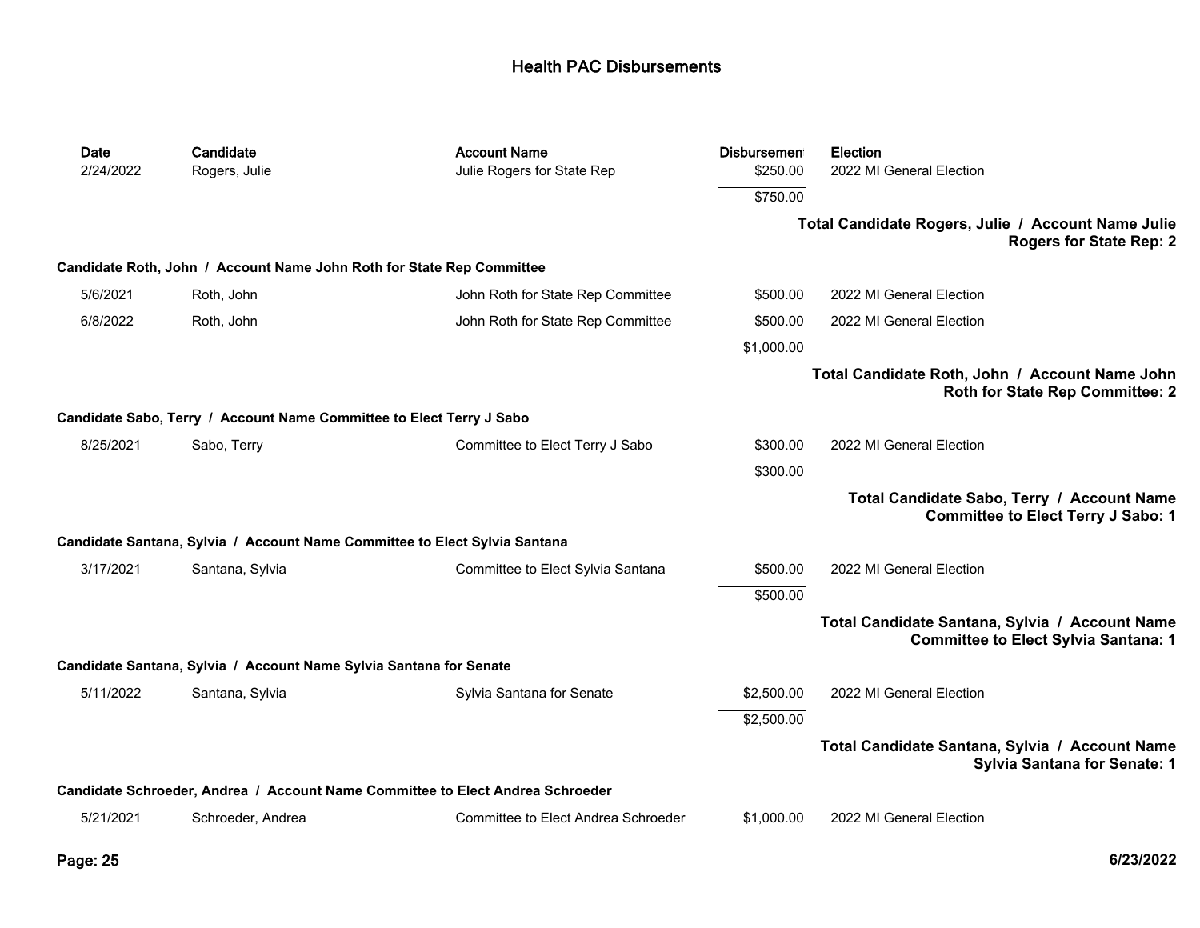## Health PAC Disbursements

| Date | Candidate | Account Name | Disbursement | Election |
|---|---|---|---|---|
| 2/24/2022 | Rogers, Julie | Julie Rogers for State Rep | $250.00 | 2022 MI General Election |
| | | | $750.00 | |

**Total Candidate Rogers, Julie / Account Name Julie Rogers for State Rep: 2**

**Candidate Roth, John / Account Name John Roth for State Rep Committee**

| Date | Candidate | Account Name | Disbursement | Election |
|---|---|---|---|---|
| 5/6/2021 | Roth, John | John Roth for State Rep Committee | $500.00 | 2022 MI General Election |
| 6/8/2022 | Roth, John | John Roth for State Rep Committee | $500.00 | 2022 MI General Election |
| | | | $1,000.00 | |

**Total Candidate Roth, John / Account Name John Roth for State Rep Committee: 2**

**Candidate Sabo, Terry / Account Name Committee to Elect Terry J Sabo**

| Date | Candidate | Account Name | Disbursement | Election |
|---|---|---|---|---|
| 8/25/2021 | Sabo, Terry | Committee to Elect Terry J Sabo | $300.00 | 2022 MI General Election |
| | | | $300.00 | |

**Total Candidate Sabo, Terry / Account Name Committee to Elect Terry J Sabo: 1**

**Candidate Santana, Sylvia / Account Name Committee to Elect Sylvia Santana**

| Date | Candidate | Account Name | Disbursement | Election |
|---|---|---|---|---|
| 3/17/2021 | Santana, Sylvia | Committee to Elect Sylvia Santana | $500.00 | 2022 MI General Election |
| | | | $500.00 | |

**Total Candidate Santana, Sylvia / Account Name Committee to Elect Sylvia Santana: 1**

**Candidate Santana, Sylvia / Account Name Sylvia Santana for Senate**

| Date | Candidate | Account Name | Disbursement | Election |
|---|---|---|---|---|
| 5/11/2022 | Santana, Sylvia | Sylvia Santana for Senate | $2,500.00 | 2022 MI General Election |
| | | | $2,500.00 | |

**Total Candidate Santana, Sylvia / Account Name Sylvia Santana for Senate: 1**

**Candidate Schroeder, Andrea / Account Name Committee to Elect Andrea Schroeder**

| Date | Candidate | Account Name | Disbursement | Election |
|---|---|---|---|---|
| 5/21/2021 | Schroeder, Andrea | Committee to Elect Andrea Schroeder | $1,000.00 | 2022 MI General Election |

6/23/2022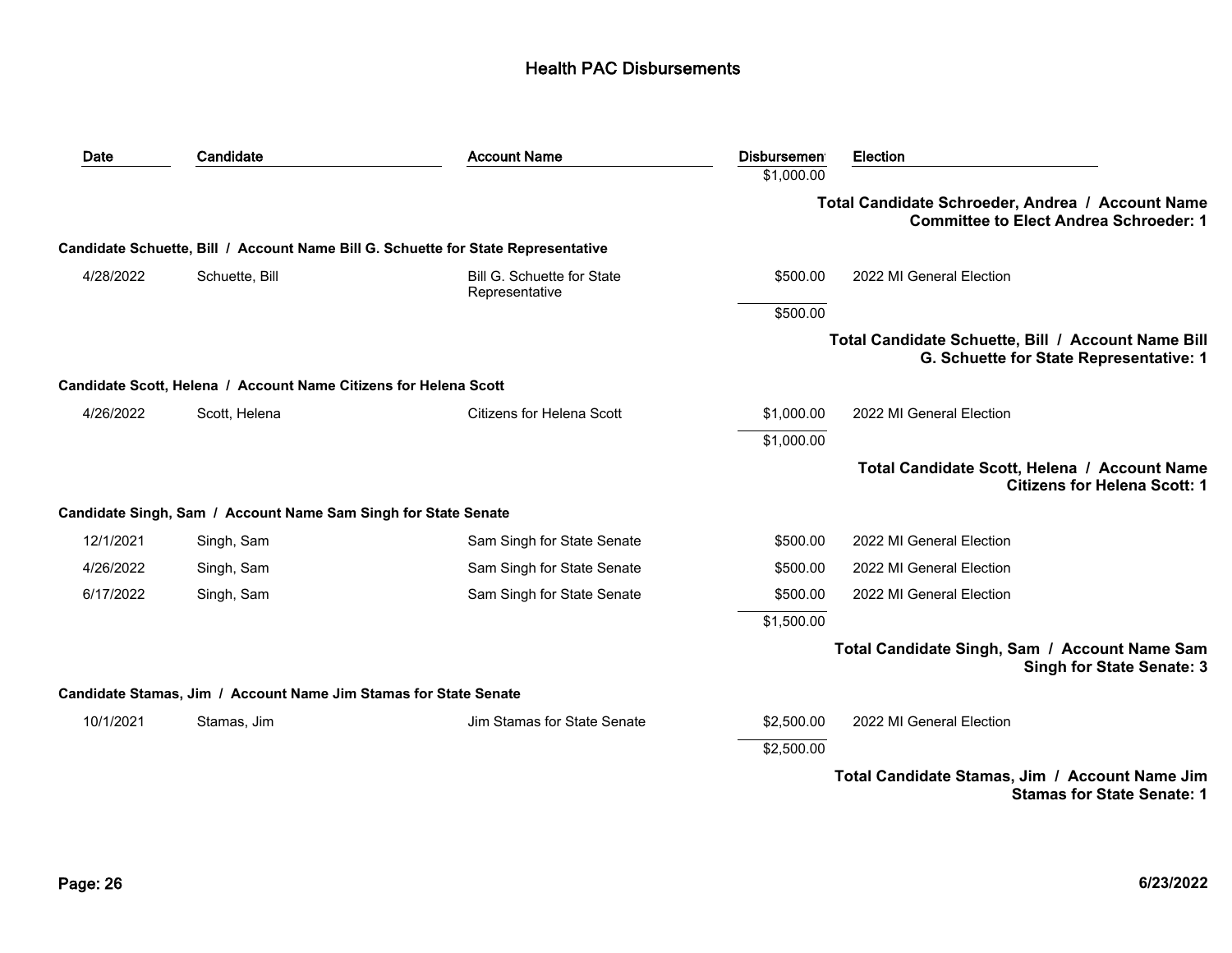# Health PAC Disbursements

| Date | Candidate | Account Name | Disbursement | Election |
|---|---|---|---|---|
| | | | $1,000.00 | |

**Total Candidate Schroeder, Andrea / Account Name Committee to Elect Andrea Schroeder: 1**

**Candidate Schuette, Bill / Account Name Bill G. Schuette for State Representative**

| Date | Candidate | Account Name | Disbursement | Election |
|---|---|---|---|---|
| 4/28/2022 | Schuette, Bill | Bill G. Schuette for State Representative | $500.00 | 2022 MI General Election |
| | | | $500.00 | |

**Total Candidate Schuette, Bill / Account Name Bill G. Schuette for State Representative: 1**

**Candidate Scott, Helena / Account Name Citizens for Helena Scott**

| Date | Candidate | Account Name | Disbursement | Election |
|---|---|---|---|---|
| 4/26/2022 | Scott, Helena | Citizens for Helena Scott | $1,000.00 | 2022 MI General Election |
| | | | $1,000.00 | |

**Total Candidate Scott, Helena / Account Name Citizens for Helena Scott: 1**

**Candidate Singh, Sam / Account Name Sam Singh for State Senate**

| Date | Candidate | Account Name | Disbursement | Election |
|---|---|---|---|---|
| 12/1/2021 | Singh, Sam | Sam Singh for State Senate | $500.00 | 2022 MI General Election |
| 4/26/2022 | Singh, Sam | Sam Singh for State Senate | $500.00 | 2022 MI General Election |
| 6/17/2022 | Singh, Sam | Sam Singh for State Senate | $500.00 | 2022 MI General Election |
| | | | $1,500.00 | |

**Total Candidate Singh, Sam / Account Name Sam Singh for State Senate: 3**

**Candidate Stamas, Jim / Account Name Jim Stamas for State Senate**

| Date | Candidate | Account Name | Disbursement | Election |
|---|---|---|---|---|
| 10/1/2021 | Stamas, Jim | Jim Stamas for State Senate | $2,500.00 | 2022 MI General Election |
| | | | $2,500.00 | |

**Total Candidate Stamas, Jim / Account Name Jim Stamas for State Senate: 1**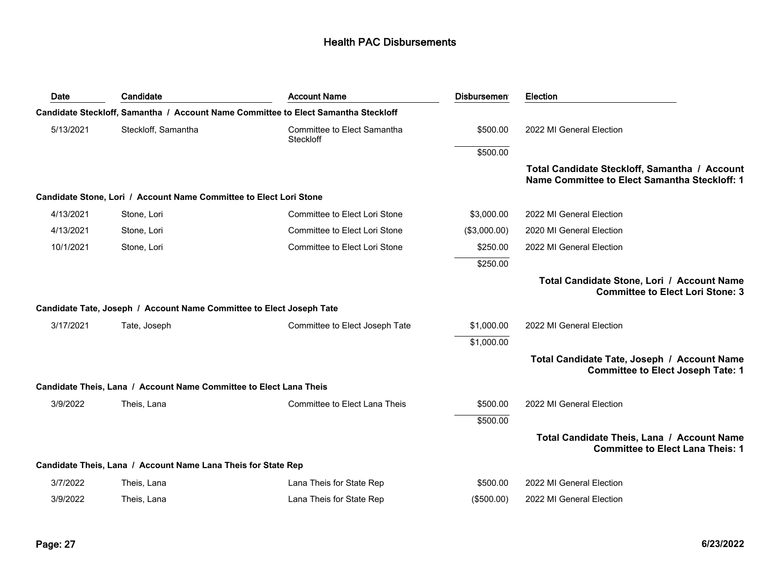# Health PAC Disbursements

| Date | Candidate | Account Name | Disbursement | Election |
|---|---|---|---|---|
| **Candidate Steckloff, Samantha / Account Name Committee to Elect Samantha Steckloff** | | | | |
| 5/13/2021 | Steckloff, Samantha | Committee to Elect Samantha Steckloff | $500.00 | 2022 MI General Election |
| | | | $500.00 | |
| | | | | **Total Candidate Steckloff, Samantha / Account Name Committee to Elect Samantha Steckloff: 1** |
| **Candidate Stone, Lori / Account Name Committee to Elect Lori Stone** | | | | |
| 4/13/2021 | Stone, Lori | Committee to Elect Lori Stone | $3,000.00 | 2022 MI General Election |
| 4/13/2021 | Stone, Lori | Committee to Elect Lori Stone | ($3,000.00) | 2020 MI General Election |
| 10/1/2021 | Stone, Lori | Committee to Elect Lori Stone | $250.00 | 2022 MI General Election |
| | | | $250.00 | |
| | | | | **Total Candidate Stone, Lori / Account Name Committee to Elect Lori Stone: 3** |
| **Candidate Tate, Joseph / Account Name Committee to Elect Joseph Tate** | | | | |
| 3/17/2021 | Tate, Joseph | Committee to Elect Joseph Tate | $1,000.00 | 2022 MI General Election |
| | | | $1,000.00 | |
| | | | | **Total Candidate Tate, Joseph / Account Name Committee to Elect Joseph Tate: 1** |
| **Candidate Theis, Lana / Account Name Committee to Elect Lana Theis** | | | | |
| 3/9/2022 | Theis, Lana | Committee to Elect Lana Theis | $500.00 | 2022 MI General Election |
| | | | $500.00 | |
| | | | | **Total Candidate Theis, Lana / Account Name Committee to Elect Lana Theis: 1** |
| **Candidate Theis, Lana / Account Name Lana Theis for State Rep** | | | | |
| 3/7/2022 | Theis, Lana | Lana Theis for State Rep | $500.00 | 2022 MI General Election |
| 3/9/2022 | Theis, Lana | Lana Theis for State Rep | ($500.00) | 2022 MI General Election |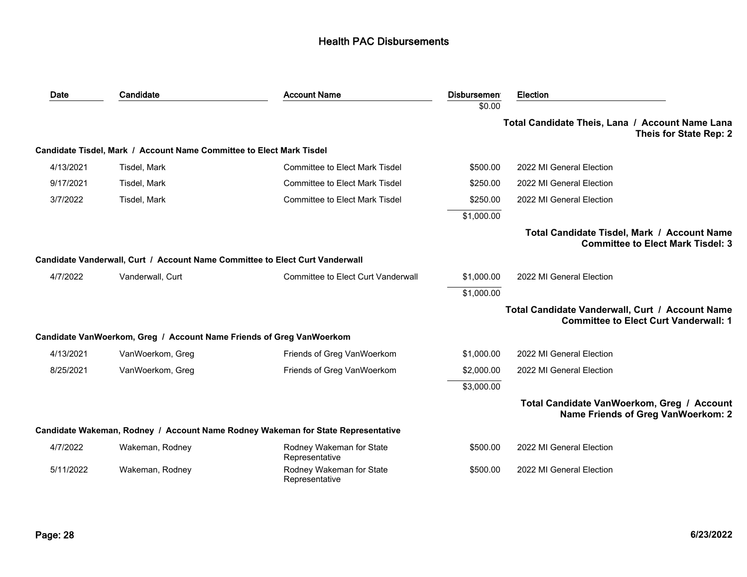# Health PAC Disbursements

| Date | Candidate | Account Name | Disbursement | Election |
|---|---|---|---|---|
| | | | $0.00 | |

**Total Candidate Theis, Lana / Account Name Lana Theis for State Rep: 2**

**Candidate Tisdel, Mark / Account Name Committee to Elect Mark Tisdel**

| Date | Candidate | Account Name | Disbursement | Election |
|---|---|---|---|---|
| 4/13/2021 | Tisdel, Mark | Committee to Elect Mark Tisdel | $500.00 | 2022 MI General Election |
| 9/17/2021 | Tisdel, Mark | Committee to Elect Mark Tisdel | $250.00 | 2022 MI General Election |
| 3/7/2022 | Tisdel, Mark | Committee to Elect Mark Tisdel | $250.00 | 2022 MI General Election |
| | | | $1,000.00 | |

**Total Candidate Tisdel, Mark / Account Name Committee to Elect Mark Tisdel: 3**

**Candidate Vanderwall, Curt / Account Name Committee to Elect Curt Vanderwall**

| Date | Candidate | Account Name | Disbursement | Election |
|---|---|---|---|---|
| 4/7/2022 | Vanderwall, Curt | Committee to Elect Curt Vanderwall | $1,000.00 | 2022 MI General Election |
| | | | $1,000.00 | |

**Total Candidate Vanderwall, Curt / Account Name Committee to Elect Curt Vanderwall: 1**

**Candidate VanWoerkom, Greg / Account Name Friends of Greg VanWoerkom**

| Date | Candidate | Account Name | Disbursement | Election |
|---|---|---|---|---|
| 4/13/2021 | VanWoerkom, Greg | Friends of Greg VanWoerkom | $1,000.00 | 2022 MI General Election |
| 8/25/2021 | VanWoerkom, Greg | Friends of Greg VanWoerkom | $2,000.00 | 2022 MI General Election |
| | | | $3,000.00 | |

**Total Candidate VanWoerkom, Greg / Account Name Friends of Greg VanWoerkom: 2**

**Candidate Wakeman, Rodney / Account Name Rodney Wakeman for State Representative**

| Date | Candidate | Account Name | Disbursement | Election |
|---|---|---|---|---|
| 4/7/2022 | Wakeman, Rodney | Rodney Wakeman for State Representative | $500.00 | 2022 MI General Election |
| 5/11/2022 | Wakeman, Rodney | Rodney Wakeman for State Representative | $500.00 | 2022 MI General Election |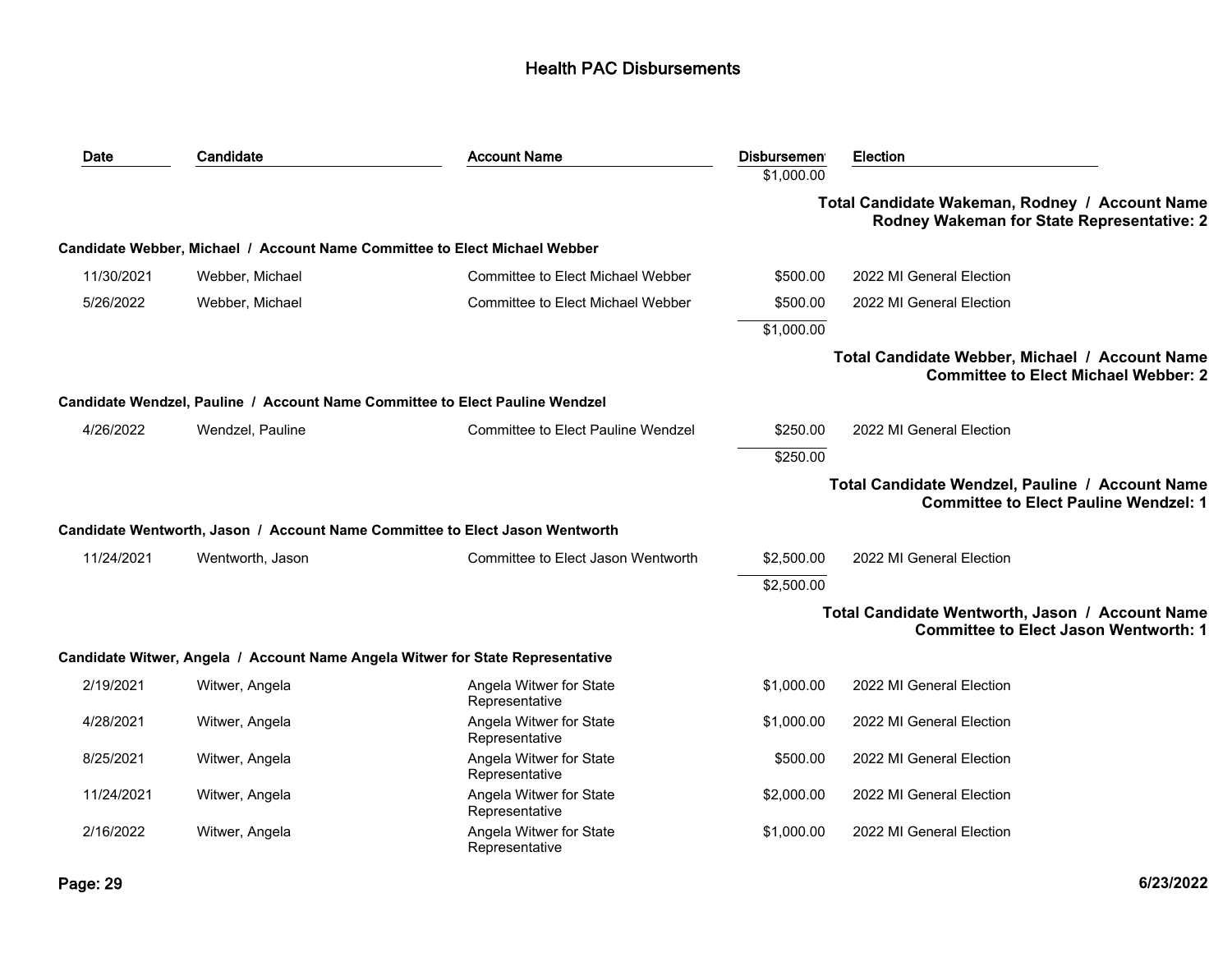# Health PAC Disbursements

| Date | Candidate | Account Name | Disbursement | Election |
|---|---|---|---|---|
| | | | $1,000.00 | |

**Total Candidate Wakeman, Rodney / Account Name Rodney Wakeman for State Representative: 2**

**Candidate Webber, Michael / Account Name Committee to Elect Michael Webber**

| Date | Candidate | Account Name | Disbursement | Election |
|---|---|---|---|---|
| 11/30/2021 | Webber, Michael | Committee to Elect Michael Webber | $500.00 | 2022 MI General Election |
| 5/26/2022 | Webber, Michael | Committee to Elect Michael Webber | $500.00 | 2022 MI General Election |
| | | | $1,000.00 | |

**Total Candidate Webber, Michael / Account Name Committee to Elect Michael Webber: 2**

**Candidate Wendzel, Pauline / Account Name Committee to Elect Pauline Wendzel**

| Date | Candidate | Account Name | Disbursement | Election |
|---|---|---|---|---|
| 4/26/2022 | Wendzel, Pauline | Committee to Elect Pauline Wendzel | $250.00 | 2022 MI General Election |
| | | | $250.00 | |

**Total Candidate Wendzel, Pauline / Account Name Committee to Elect Pauline Wendzel: 1**

**Candidate Wentworth, Jason / Account Name Committee to Elect Jason Wentworth**

| Date | Candidate | Account Name | Disbursement | Election |
|---|---|---|---|---|
| 11/24/2021 | Wentworth, Jason | Committee to Elect Jason Wentworth | $2,500.00 | 2022 MI General Election |
| | | | $2,500.00 | |

**Total Candidate Wentworth, Jason / Account Name Committee to Elect Jason Wentworth: 1**

**Candidate Witwer, Angela / Account Name Angela Witwer for State Representative**

| Date | Candidate | Account Name | Disbursement | Election |
|---|---|---|---|---|
| 2/19/2021 | Witwer, Angela | Angela Witwer for State Representative | $1,000.00 | 2022 MI General Election |
| 4/28/2021 | Witwer, Angela | Angela Witwer for State Representative | $1,000.00 | 2022 MI General Election |
| 8/25/2021 | Witwer, Angela | Angela Witwer for State Representative | $500.00 | 2022 MI General Election |
| 11/24/2021 | Witwer, Angela | Angela Witwer for State Representative | $2,000.00 | 2022 MI General Election |
| 2/16/2022 | Witwer, Angela | Angela Witwer for State Representative | $1,000.00 | 2022 MI General Election |

6/23/2022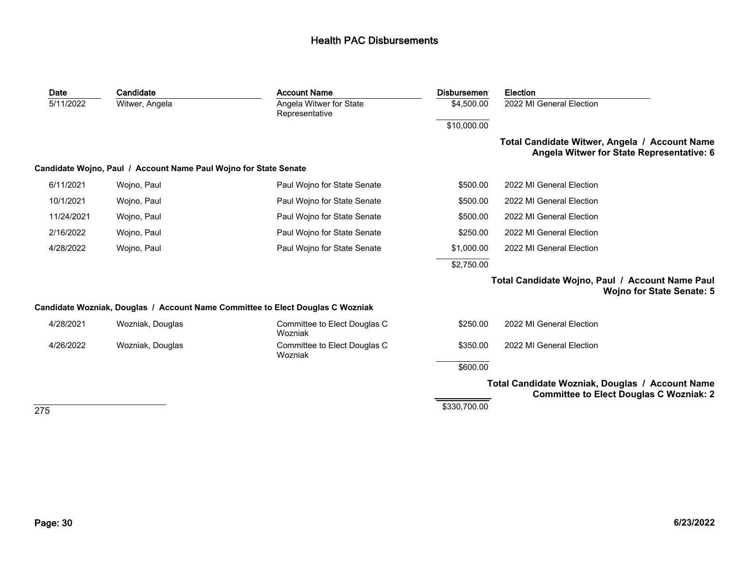# Health PAC Disbursements

| Date | Candidate | Account Name | Disbursement | Election |
|---|---|---|---|---|
| 5/11/2022 | Witwer, Angela | Angela Witwer for State Representative | $4,500.00 | 2022 MI General Election |
| | | | $10,000.00 | |

**Total Candidate Witwer, Angela / Account Name Angela Witwer for State Representative: 6**

**Candidate Wojno, Paul / Account Name Paul Wojno for State Senate**

| Date | Candidate | Account Name | Disbursement | Election |
|---|---|---|---|---|
| 6/11/2021 | Wojno, Paul | Paul Wojno for State Senate | $500.00 | 2022 MI General Election |
| 10/1/2021 | Wojno, Paul | Paul Wojno for State Senate | $500.00 | 2022 MI General Election |
| 11/24/2021 | Wojno, Paul | Paul Wojno for State Senate | $500.00 | 2022 MI General Election |
| 2/16/2022 | Wojno, Paul | Paul Wojno for State Senate | $250.00 | 2022 MI General Election |
| 4/28/2022 | Wojno, Paul | Paul Wojno for State Senate | $1,000.00 | 2022 MI General Election |
| | | | $2,750.00 | |

**Total Candidate Wojno, Paul / Account Name Paul Wojno for State Senate: 5**

**Candidate Wozniak, Douglas / Account Name Committee to Elect Douglas C Wozniak**

| Date | Candidate | Account Name | Disbursement | Election |
|---|---|---|---|---|
| 4/28/2021 | Wozniak, Douglas | Committee to Elect Douglas C Wozniak | $250.00 | 2022 MI General Election |
| 4/26/2022 | Wozniak, Douglas | Committee to Elect Douglas C Wozniak | $350.00 | 2022 MI General Election |
| | | | $600.00 | |

**Total Candidate Wozniak, Douglas / Account Name Committee to Elect Douglas C Wozniak: 2**

275 — $330,700.00